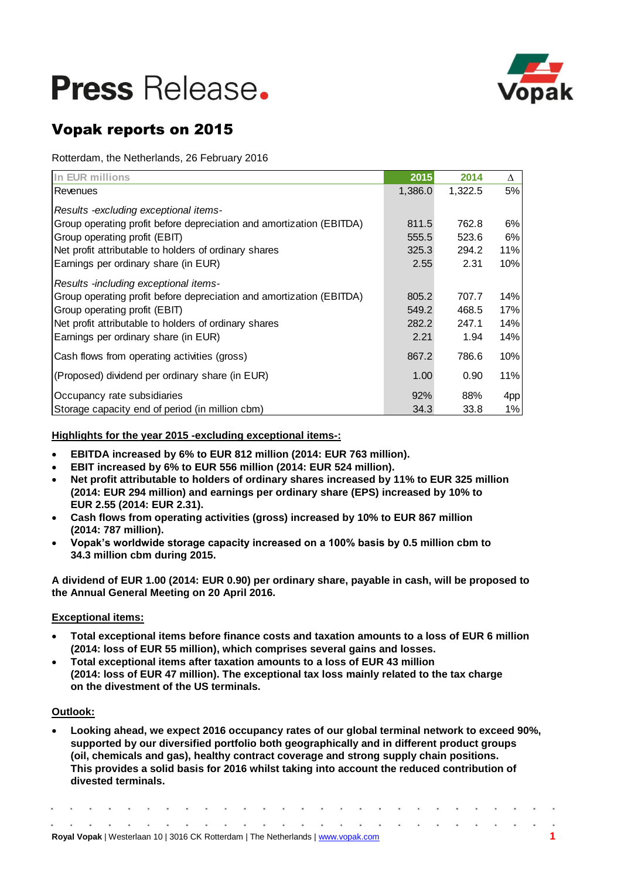# Press Release.

## Vopak reports on 2015

Rotterdam, the Netherlands, 26 February 2016

| In EUR millions | 2015 | 2014 | Δ |
|---|---|---|---|
| Revenues | 1,386.0 | 1,322.5 | 5% |
| *Results -excluding exceptional items-* | | | |
| Group operating profit before depreciation and amortization (EBITDA) | 811.5 | 762.8 | 6% |
| Group operating profit (EBIT) | 555.5 | 523.6 | 6% |
| Net profit attributable to holders of ordinary shares | 325.3 | 294.2 | 11% |
| Earnings per ordinary share (in EUR) | 2.55 | 2.31 | 10% |
| *Results -including exceptional items-* | | | |
| Group operating profit before depreciation and amortization (EBITDA) | 805.2 | 707.7 | 14% |
| Group operating profit (EBIT) | 549.2 | 468.5 | 17% |
| Net profit attributable to holders of ordinary shares | 282.2 | 247.1 | 14% |
| Earnings per ordinary share (in EUR) | 2.21 | 1.94 | 14% |
| Cash flows from operating activities (gross) | 867.2 | 786.6 | 10% |
| (Proposed) dividend per ordinary share (in EUR) | 1.00 | 0.90 | 11% |
| Occupancy rate subsidiaries | 92% | 88% | 4pp |
| Storage capacity end of period (in million cbm) | 34.3 | 33.8 | 1% |

**Highlights for the year 2015 -excluding exceptional items-:**

- **EBITDA increased by 6% to EUR 812 million (2014: EUR 763 million).**
- **EBIT increased by 6% to EUR 556 million (2014: EUR 524 million).**
- **Net profit attributable to holders of ordinary shares increased by 11% to EUR 325 million (2014: EUR 294 million) and earnings per ordinary share (EPS) increased by 10% to EUR 2.55 (2014: EUR 2.31).**
- **Cash flows from operating activities (gross) increased by 10% to EUR 867 million (2014: 787 million).**
- **Vopak's worldwide storage capacity increased on a 100% basis by 0.5 million cbm to 34.3 million cbm during 2015.**

**A dividend of EUR 1.00 (2014: EUR 0.90) per ordinary share, payable in cash, will be proposed to the Annual General Meeting on 20 April 2016.**

**Exceptional items:**

- **Total exceptional items before finance costs and taxation amounts to a loss of EUR 6 million (2014: loss of EUR 55 million), which comprises several gains and losses.**
- **Total exceptional items after taxation amounts to a loss of EUR 43 million (2014: loss of EUR 47 million). The exceptional tax loss mainly related to the tax charge on the divestment of the US terminals.**

**Outlook:**

- **Looking ahead, we expect 2016 occupancy rates of our global terminal network to exceed 90%, supported by our diversified portfolio both geographically and in different product groups (oil, chemicals and gas), healthy contract coverage and strong supply chain positions. This provides a solid basis for 2016 whilst taking into account the reduced contribution of divested terminals.**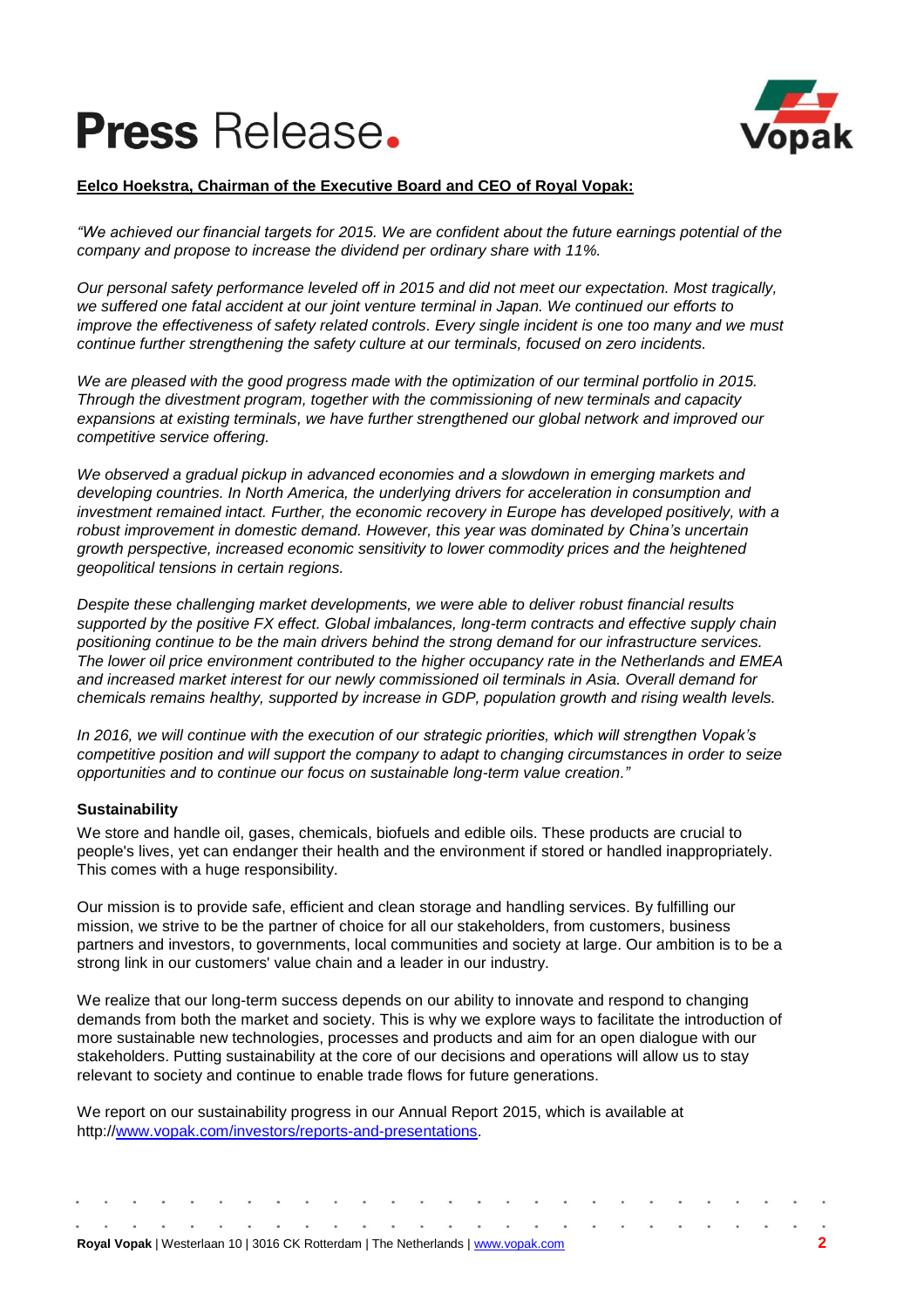**Eelco Hoekstra, Chairman of the Executive Board and CEO of Royal Vopak:**

*"We achieved our financial targets for 2015. We are confident about the future earnings potential of the company and propose to increase the dividend per ordinary share with 11%.*

*Our personal safety performance leveled off in 2015 and did not meet our expectation. Most tragically, we suffered one fatal accident at our joint venture terminal in Japan. We continued our efforts to improve the effectiveness of safety related controls. Every single incident is one too many and we must continue further strengthening the safety culture at our terminals, focused on zero incidents.*

*We are pleased with the good progress made with the optimization of our terminal portfolio in 2015. Through the divestment program, together with the commissioning of new terminals and capacity expansions at existing terminals, we have further strengthened our global network and improved our competitive service offering.*

*We observed a gradual pickup in advanced economies and a slowdown in emerging markets and developing countries. In North America, the underlying drivers for acceleration in consumption and investment remained intact. Further, the economic recovery in Europe has developed positively, with a robust improvement in domestic demand. However, this year was dominated by China's uncertain growth perspective, increased economic sensitivity to lower commodity prices and the heightened geopolitical tensions in certain regions.*

*Despite these challenging market developments, we were able to deliver robust financial results supported by the positive FX effect. Global imbalances, long-term contracts and effective supply chain positioning continue to be the main drivers behind the strong demand for our infrastructure services. The lower oil price environment contributed to the higher occupancy rate in the Netherlands and EMEA and increased market interest for our newly commissioned oil terminals in Asia. Overall demand for chemicals remains healthy, supported by increase in GDP, population growth and rising wealth levels.*

*In 2016, we will continue with the execution of our strategic priorities, which will strengthen Vopak's competitive position and will support the company to adapt to changing circumstances in order to seize opportunities and to continue our focus on sustainable long-term value creation."*

**Sustainability**

We store and handle oil, gases, chemicals, biofuels and edible oils. These products are crucial to people's lives, yet can endanger their health and the environment if stored or handled inappropriately. This comes with a huge responsibility.

Our mission is to provide safe, efficient and clean storage and handling services. By fulfilling our mission, we strive to be the partner of choice for all our stakeholders, from customers, business partners and investors, to governments, local communities and society at large. Our ambition is to be a strong link in our customers' value chain and a leader in our industry.

We realize that our long-term success depends on our ability to innovate and respond to changing demands from both the market and society. This is why we explore ways to facilitate the introduction of more sustainable new technologies, processes and products and aim for an open dialogue with our stakeholders. Putting sustainability at the core of our decisions and operations will allow us to stay relevant to society and continue to enable trade flows for future generations.

We report on our sustainability progress in our Annual Report 2015, which is available at http://www.vopak.com/investors/reports-and-presentations.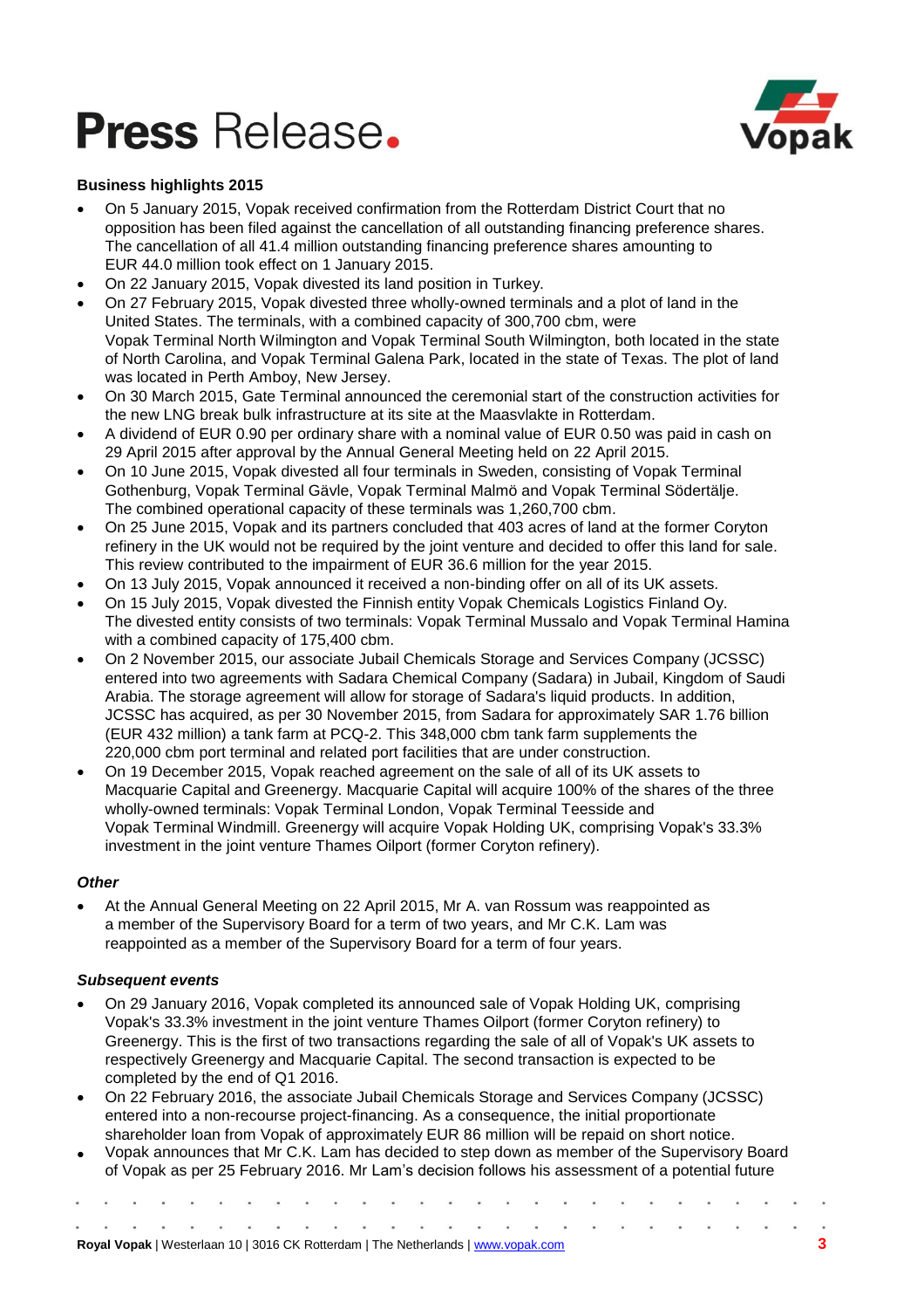# Press Release.

**Business highlights 2015**

- On 5 January 2015, Vopak received confirmation from the Rotterdam District Court that no opposition has been filed against the cancellation of all outstanding financing preference shares. The cancellation of all 41.4 million outstanding financing preference shares amounting to EUR 44.0 million took effect on 1 January 2015.
- On 22 January 2015, Vopak divested its land position in Turkey.
- On 27 February 2015, Vopak divested three wholly-owned terminals and a plot of land in the United States. The terminals, with a combined capacity of 300,700 cbm, were Vopak Terminal North Wilmington and Vopak Terminal South Wilmington, both located in the state of North Carolina, and Vopak Terminal Galena Park, located in the state of Texas. The plot of land was located in Perth Amboy, New Jersey.
- On 30 March 2015, Gate Terminal announced the ceremonial start of the construction activities for the new LNG break bulk infrastructure at its site at the Maasvlakte in Rotterdam.
- A dividend of EUR 0.90 per ordinary share with a nominal value of EUR 0.50 was paid in cash on 29 April 2015 after approval by the Annual General Meeting held on 22 April 2015.
- On 10 June 2015, Vopak divested all four terminals in Sweden, consisting of Vopak Terminal Gothenburg, Vopak Terminal Gävle, Vopak Terminal Malmö and Vopak Terminal Södertälje. The combined operational capacity of these terminals was 1,260,700 cbm.
- On 25 June 2015, Vopak and its partners concluded that 403 acres of land at the former Coryton refinery in the UK would not be required by the joint venture and decided to offer this land for sale. This review contributed to the impairment of EUR 36.6 million for the year 2015.
- On 13 July 2015, Vopak announced it received a non-binding offer on all of its UK assets.
- On 15 July 2015, Vopak divested the Finnish entity Vopak Chemicals Logistics Finland Oy. The divested entity consists of two terminals: Vopak Terminal Mussalo and Vopak Terminal Hamina with a combined capacity of 175,400 cbm.
- On 2 November 2015, our associate Jubail Chemicals Storage and Services Company (JCSSC) entered into two agreements with Sadara Chemical Company (Sadara) in Jubail, Kingdom of Saudi Arabia. The storage agreement will allow for storage of Sadara's liquid products. In addition, JCSSC has acquired, as per 30 November 2015, from Sadara for approximately SAR 1.76 billion (EUR 432 million) a tank farm at PCQ-2. This 348,000 cbm tank farm supplements the 220,000 cbm port terminal and related port facilities that are under construction.
- On 19 December 2015, Vopak reached agreement on the sale of all of its UK assets to Macquarie Capital and Greenergy. Macquarie Capital will acquire 100% of the shares of the three wholly-owned terminals: Vopak Terminal London, Vopak Terminal Teesside and Vopak Terminal Windmill. Greenergy will acquire Vopak Holding UK, comprising Vopak's 33.3% investment in the joint venture Thames Oilport (former Coryton refinery).

***Other***

- At the Annual General Meeting on 22 April 2015, Mr A. van Rossum was reappointed as a member of the Supervisory Board for a term of two years, and Mr C.K. Lam was reappointed as a member of the Supervisory Board for a term of four years.

***Subsequent events***

- On 29 January 2016, Vopak completed its announced sale of Vopak Holding UK, comprising Vopak's 33.3% investment in the joint venture Thames Oilport (former Coryton refinery) to Greenergy. This is the first of two transactions regarding the sale of all of Vopak's UK assets to respectively Greenergy and Macquarie Capital. The second transaction is expected to be completed by the end of Q1 2016.
- On 22 February 2016, the associate Jubail Chemicals Storage and Services Company (JCSSC) entered into a non-recourse project-financing. As a consequence, the initial proportionate shareholder loan from Vopak of approximately EUR 86 million will be repaid on short notice.
- Vopak announces that Mr C.K. Lam has decided to step down as member of the Supervisory Board of Vopak as per 25 February 2016. Mr Lam's decision follows his assessment of a potential future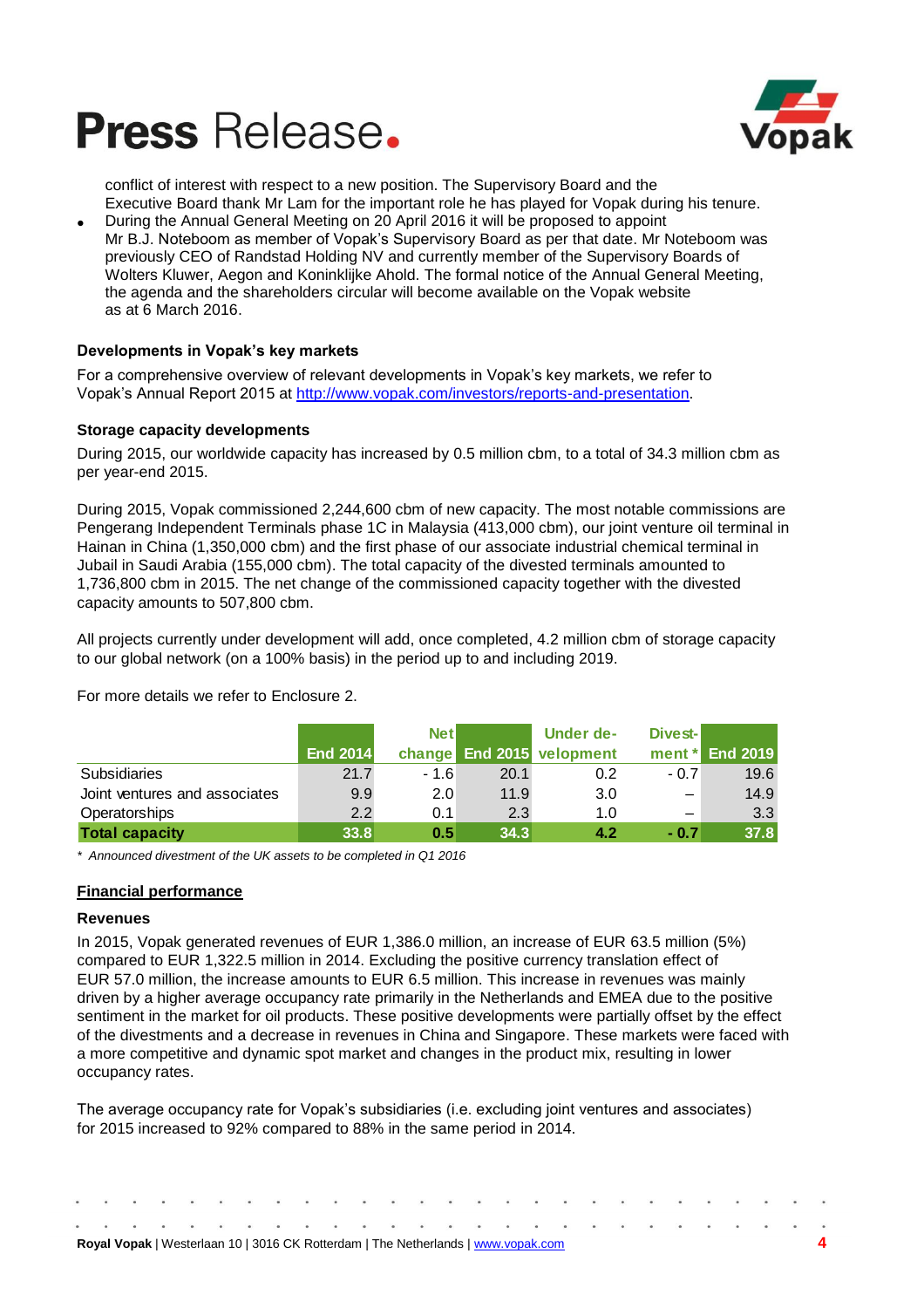conflict of interest with respect to a new position. The Supervisory Board and the Executive Board thank Mr Lam for the important role he has played for Vopak during his tenure.

- During the Annual General Meeting on 20 April 2016 it will be proposed to appoint Mr B.J. Noteboom as member of Vopak's Supervisory Board as per that date. Mr Noteboom was previously CEO of Randstad Holding NV and currently member of the Supervisory Boards of Wolters Kluwer, Aegon and Koninklijke Ahold. The formal notice of the Annual General Meeting, the agenda and the shareholders circular will become available on the Vopak website as at 6 March 2016.

**Developments in Vopak's key markets**

For a comprehensive overview of relevant developments in Vopak's key markets, we refer to Vopak's Annual Report 2015 at http://www.vopak.com/investors/reports-and-presentation.

**Storage capacity developments**

During 2015, our worldwide capacity has increased by 0.5 million cbm, to a total of 34.3 million cbm as per year-end 2015.

During 2015, Vopak commissioned 2,244,600 cbm of new capacity. The most notable commissions are Pengerang Independent Terminals phase 1C in Malaysia (413,000 cbm), our joint venture oil terminal in Hainan in China (1,350,000 cbm) and the first phase of our associate industrial chemical terminal in Jubail in Saudi Arabia (155,000 cbm). The total capacity of the divested terminals amounted to 1,736,800 cbm in 2015. The net change of the commissioned capacity together with the divested capacity amounts to 507,800 cbm.

All projects currently under development will add, once completed, 4.2 million cbm of storage capacity to our global network (on a 100% basis) in the period up to and including 2019.

For more details we refer to Enclosure 2.

| | End 2014 | Net change | End 2015 | Under development | Divestment * | End 2019 |
|---|---|---|---|---|---|---|
| Subsidiaries | 21.7 | - 1.6 | 20.1 | 0.2 | - 0.7 | 19.6 |
| Joint ventures and associates | 9.9 | 2.0 | 11.9 | 3.0 | – | 14.9 |
| Operatorships | 2.2 | 0.1 | 2.3 | 1.0 | – | 3.3 |
| **Total capacity** | **33.8** | **0.5** | **34.3** | **4.2** | **- 0.7** | **37.8** |

*\* Announced divestment of the UK assets to be completed in Q1 2016*

## Financial performance

**Revenues**

In 2015, Vopak generated revenues of EUR 1,386.0 million, an increase of EUR 63.5 million (5%) compared to EUR 1,322.5 million in 2014. Excluding the positive currency translation effect of EUR 57.0 million, the increase amounts to EUR 6.5 million. This increase in revenues was mainly driven by a higher average occupancy rate primarily in the Netherlands and EMEA due to the positive sentiment in the market for oil products. These positive developments were partially offset by the effect of the divestments and a decrease in revenues in China and Singapore. These markets were faced with a more competitive and dynamic spot market and changes in the product mix, resulting in lower occupancy rates.

The average occupancy rate for Vopak's subsidiaries (i.e. excluding joint ventures and associates) for 2015 increased to 92% compared to 88% in the same period in 2014.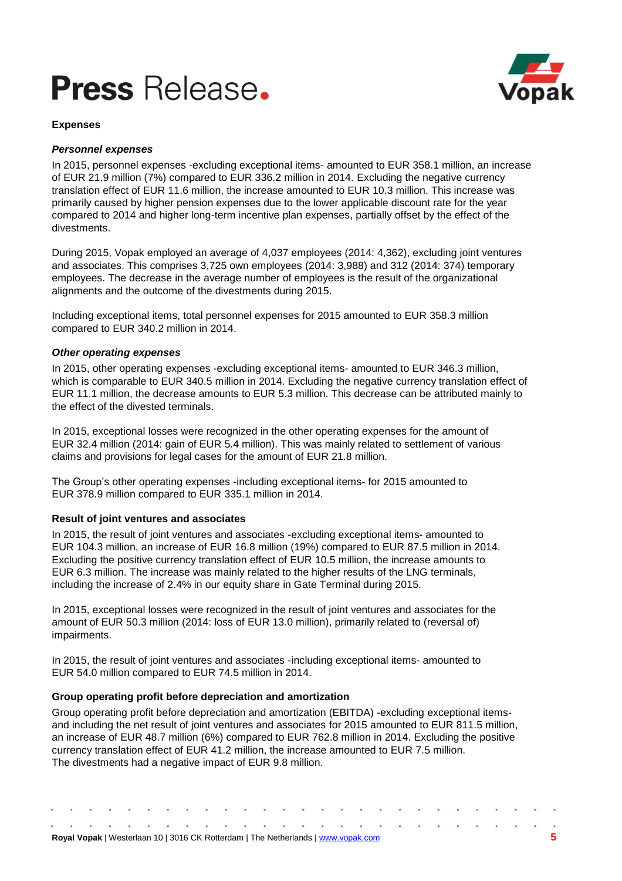### Expenses

***Personnel expenses***

In 2015, personnel expenses -excluding exceptional items- amounted to EUR 358.1 million, an increase of EUR 21.9 million (7%) compared to EUR 336.2 million in 2014. Excluding the negative currency translation effect of EUR 11.6 million, the increase amounted to EUR 10.3 million. This increase was primarily caused by higher pension expenses due to the lower applicable discount rate for the year compared to 2014 and higher long-term incentive plan expenses, partially offset by the effect of the divestments.

During 2015, Vopak employed an average of 4,037 employees (2014: 4,362), excluding joint ventures and associates. This comprises 3,725 own employees (2014: 3,988) and 312 (2014: 374) temporary employees. The decrease in the average number of employees is the result of the organizational alignments and the outcome of the divestments during 2015.

Including exceptional items, total personnel expenses for 2015 amounted to EUR 358.3 million compared to EUR 340.2 million in 2014.

***Other operating expenses***

In 2015, other operating expenses -excluding exceptional items- amounted to EUR 346.3 million, which is comparable to EUR 340.5 million in 2014. Excluding the negative currency translation effect of EUR 11.1 million, the decrease amounts to EUR 5.3 million. This decrease can be attributed mainly to the effect of the divested terminals.

In 2015, exceptional losses were recognized in the other operating expenses for the amount of EUR 32.4 million (2014: gain of EUR 5.4 million). This was mainly related to settlement of various claims and provisions for legal cases for the amount of EUR 21.8 million.

The Group's other operating expenses -including exceptional items- for 2015 amounted to EUR 378.9 million compared to EUR 335.1 million in 2014.

### Result of joint ventures and associates

In 2015, the result of joint ventures and associates -excluding exceptional items- amounted to EUR 104.3 million, an increase of EUR 16.8 million (19%) compared to EUR 87.5 million in 2014. Excluding the positive currency translation effect of EUR 10.5 million, the increase amounts to EUR 6.3 million. The increase was mainly related to the higher results of the LNG terminals, including the increase of 2.4% in our equity share in Gate Terminal during 2015.

In 2015, exceptional losses were recognized in the result of joint ventures and associates for the amount of EUR 50.3 million (2014: loss of EUR 13.0 million), primarily related to (reversal of) impairments.

In 2015, the result of joint ventures and associates -including exceptional items- amounted to EUR 54.0 million compared to EUR 74.5 million in 2014.

### Group operating profit before depreciation and amortization

Group operating profit before depreciation and amortization (EBITDA) -excluding exceptional items- and including the net result of joint ventures and associates for 2015 amounted to EUR 811.5 million, an increase of EUR 48.7 million (6%) compared to EUR 762.8 million in 2014. Excluding the positive currency translation effect of EUR 41.2 million, the increase amounted to EUR 7.5 million. The divestments had a negative impact of EUR 9.8 million.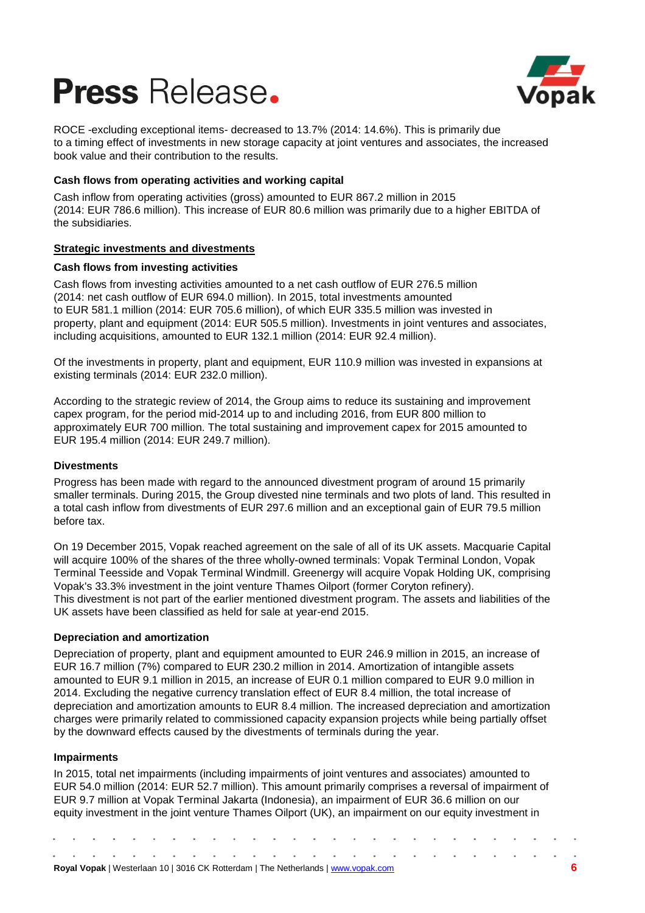ROCE -excluding exceptional items- decreased to 13.7% (2014: 14.6%). This is primarily due to a timing effect of investments in new storage capacity at joint ventures and associates, the increased book value and their contribution to the results.

**Cash flows from operating activities and working capital**

Cash inflow from operating activities (gross) amounted to EUR 867.2 million in 2015 (2014: EUR 786.6 million). This increase of EUR 80.6 million was primarily due to a higher EBITDA of the subsidiaries.

**Strategic investments and divestments**

**Cash flows from investing activities**

Cash flows from investing activities amounted to a net cash outflow of EUR 276.5 million (2014: net cash outflow of EUR 694.0 million). In 2015, total investments amounted to EUR 581.1 million (2014: EUR 705.6 million), of which EUR 335.5 million was invested in property, plant and equipment (2014: EUR 505.5 million). Investments in joint ventures and associates, including acquisitions, amounted to EUR 132.1 million (2014: EUR 92.4 million).

Of the investments in property, plant and equipment, EUR 110.9 million was invested in expansions at existing terminals (2014: EUR 232.0 million).

According to the strategic review of 2014, the Group aims to reduce its sustaining and improvement capex program, for the period mid-2014 up to and including 2016, from EUR 800 million to approximately EUR 700 million. The total sustaining and improvement capex for 2015 amounted to EUR 195.4 million (2014: EUR 249.7 million).

**Divestments**

Progress has been made with regard to the announced divestment program of around 15 primarily smaller terminals. During 2015, the Group divested nine terminals and two plots of land. This resulted in a total cash inflow from divestments of EUR 297.6 million and an exceptional gain of EUR 79.5 million before tax.

On 19 December 2015, Vopak reached agreement on the sale of all of its UK assets. Macquarie Capital will acquire 100% of the shares of the three wholly-owned terminals: Vopak Terminal London, Vopak Terminal Teesside and Vopak Terminal Windmill. Greenergy will acquire Vopak Holding UK, comprising Vopak's 33.3% investment in the joint venture Thames Oilport (former Coryton refinery). This divestment is not part of the earlier mentioned divestment program. The assets and liabilities of the UK assets have been classified as held for sale at year-end 2015.

**Depreciation and amortization**

Depreciation of property, plant and equipment amounted to EUR 246.9 million in 2015, an increase of EUR 16.7 million (7%) compared to EUR 230.2 million in 2014. Amortization of intangible assets amounted to EUR 9.1 million in 2015, an increase of EUR 0.1 million compared to EUR 9.0 million in 2014. Excluding the negative currency translation effect of EUR 8.4 million, the total increase of depreciation and amortization amounts to EUR 8.4 million. The increased depreciation and amortization charges were primarily related to commissioned capacity expansion projects while being partially offset by the downward effects caused by the divestments of terminals during the year.

**Impairments**

In 2015, total net impairments (including impairments of joint ventures and associates) amounted to EUR 54.0 million (2014: EUR 52.7 million). This amount primarily comprises a reversal of impairment of EUR 9.7 million at Vopak Terminal Jakarta (Indonesia), an impairment of EUR 36.6 million on our equity investment in the joint venture Thames Oilport (UK), an impairment on our equity investment in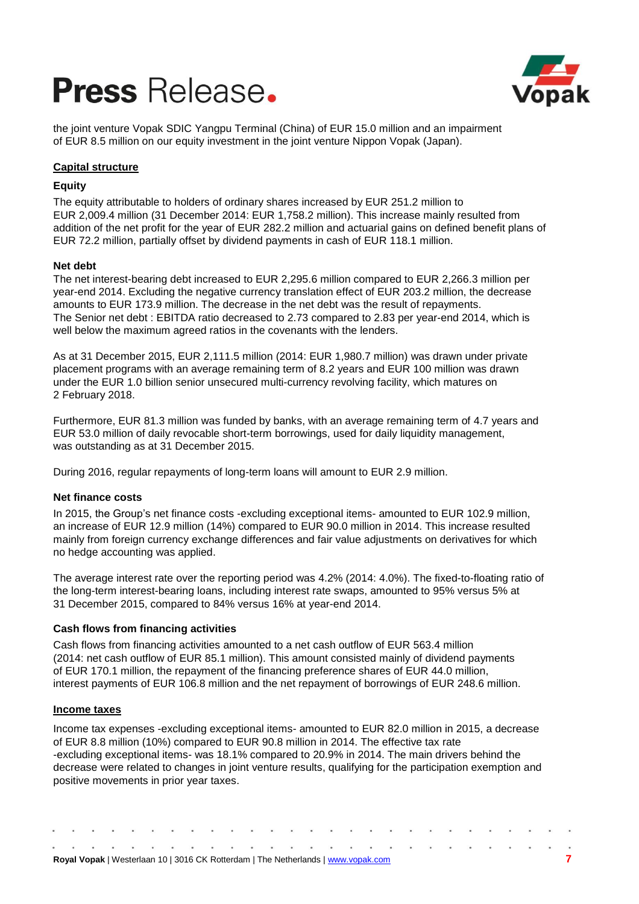the joint venture Vopak SDIC Yangpu Terminal (China) of EUR 15.0 million and an impairment of EUR 8.5 million on our equity investment in the joint venture Nippon Vopak (Japan).

## Capital structure

### Equity

The equity attributable to holders of ordinary shares increased by EUR 251.2 million to EUR 2,009.4 million (31 December 2014: EUR 1,758.2 million). This increase mainly resulted from addition of the net profit for the year of EUR 282.2 million and actuarial gains on defined benefit plans of EUR 72.2 million, partially offset by dividend payments in cash of EUR 118.1 million.

### Net debt

The net interest-bearing debt increased to EUR 2,295.6 million compared to EUR 2,266.3 million per year-end 2014. Excluding the negative currency translation effect of EUR 203.2 million, the decrease amounts to EUR 173.9 million. The decrease in the net debt was the result of repayments. The Senior net debt : EBITDA ratio decreased to 2.73 compared to 2.83 per year-end 2014, which is well below the maximum agreed ratios in the covenants with the lenders.

As at 31 December 2015, EUR 2,111.5 million (2014: EUR 1,980.7 million) was drawn under private placement programs with an average remaining term of 8.2 years and EUR 100 million was drawn under the EUR 1.0 billion senior unsecured multi-currency revolving facility, which matures on 2 February 2018.

Furthermore, EUR 81.3 million was funded by banks, with an average remaining term of 4.7 years and EUR 53.0 million of daily revocable short-term borrowings, used for daily liquidity management, was outstanding as at 31 December 2015.

During 2016, regular repayments of long-term loans will amount to EUR 2.9 million.

### Net finance costs

In 2015, the Group's net finance costs -excluding exceptional items- amounted to EUR 102.9 million, an increase of EUR 12.9 million (14%) compared to EUR 90.0 million in 2014. This increase resulted mainly from foreign currency exchange differences and fair value adjustments on derivatives for which no hedge accounting was applied.

The average interest rate over the reporting period was 4.2% (2014: 4.0%). The fixed-to-floating ratio of the long-term interest-bearing loans, including interest rate swaps, amounted to 95% versus 5% at 31 December 2015, compared to 84% versus 16% at year-end 2014.

### Cash flows from financing activities

Cash flows from financing activities amounted to a net cash outflow of EUR 563.4 million (2014: net cash outflow of EUR 85.1 million). This amount consisted mainly of dividend payments of EUR 170.1 million, the repayment of the financing preference shares of EUR 44.0 million, interest payments of EUR 106.8 million and the net repayment of borrowings of EUR 248.6 million.

## Income taxes

Income tax expenses -excluding exceptional items- amounted to EUR 82.0 million in 2015, a decrease of EUR 8.8 million (10%) compared to EUR 90.8 million in 2014. The effective tax rate -excluding exceptional items- was 18.1% compared to 20.9% in 2014. The main drivers behind the decrease were related to changes in joint venture results, qualifying for the participation exemption and positive movements in prior year taxes.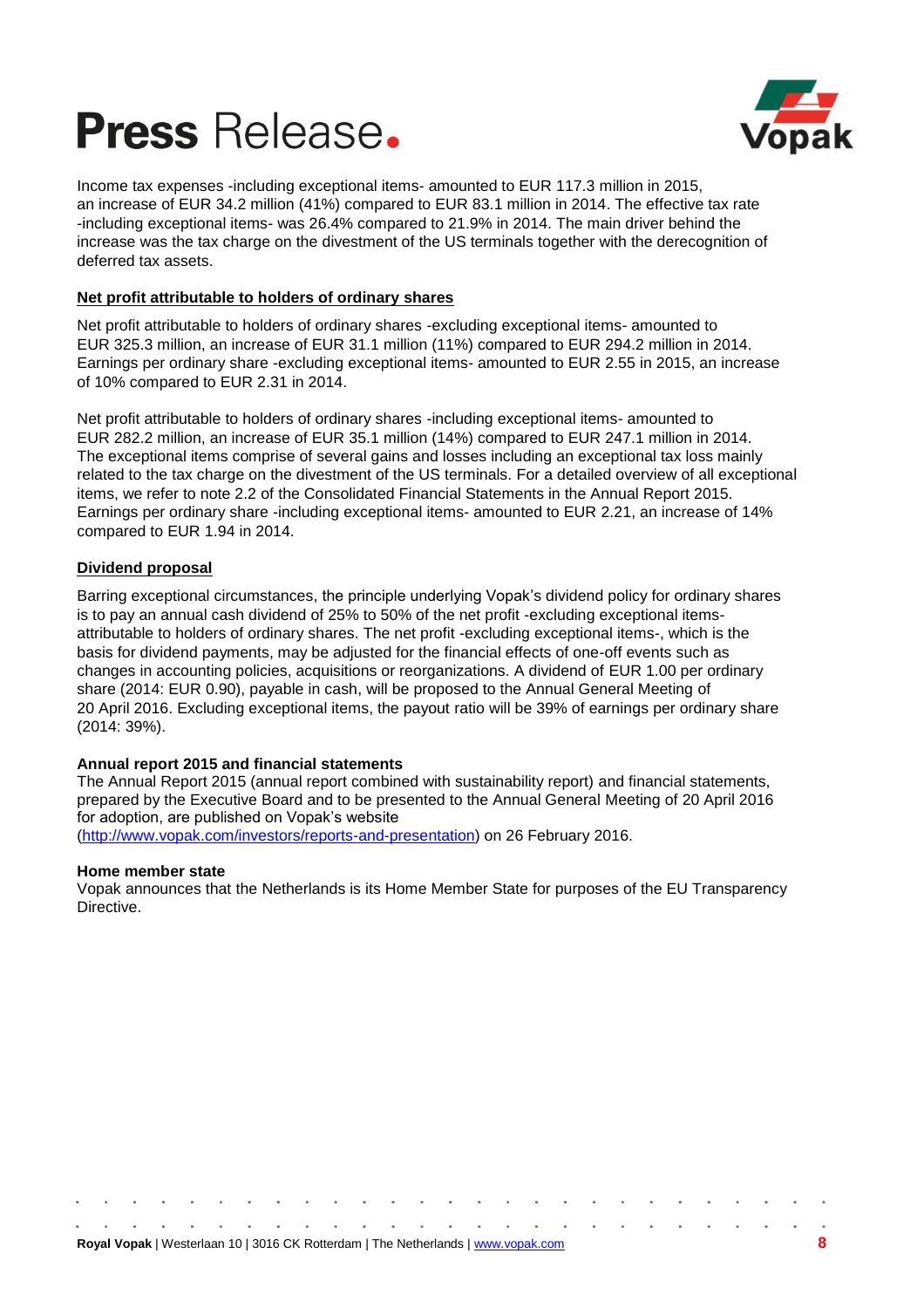Income tax expenses -including exceptional items- amounted to EUR 117.3 million in 2015, an increase of EUR 34.2 million (41%) compared to EUR 83.1 million in 2014. The effective tax rate -including exceptional items- was 26.4% compared to 21.9% in 2014. The main driver behind the increase was the tax charge on the divestment of the US terminals together with the derecognition of deferred tax assets.

**Net profit attributable to holders of ordinary shares**

Net profit attributable to holders of ordinary shares -excluding exceptional items- amounted to EUR 325.3 million, an increase of EUR 31.1 million (11%) compared to EUR 294.2 million in 2014. Earnings per ordinary share -excluding exceptional items- amounted to EUR 2.55 in 2015, an increase of 10% compared to EUR 2.31 in 2014.

Net profit attributable to holders of ordinary shares -including exceptional items- amounted to EUR 282.2 million, an increase of EUR 35.1 million (14%) compared to EUR 247.1 million in 2014. The exceptional items comprise of several gains and losses including an exceptional tax loss mainly related to the tax charge on the divestment of the US terminals. For a detailed overview of all exceptional items, we refer to note 2.2 of the Consolidated Financial Statements in the Annual Report 2015. Earnings per ordinary share -including exceptional items- amounted to EUR 2.21, an increase of 14% compared to EUR 1.94 in 2014.

**Dividend proposal**

Barring exceptional circumstances, the principle underlying Vopak's dividend policy for ordinary shares is to pay an annual cash dividend of 25% to 50% of the net profit -excluding exceptional items- attributable to holders of ordinary shares. The net profit -excluding exceptional items-, which is the basis for dividend payments, may be adjusted for the financial effects of one-off events such as changes in accounting policies, acquisitions or reorganizations. A dividend of EUR 1.00 per ordinary share (2014: EUR 0.90), payable in cash, will be proposed to the Annual General Meeting of 20 April 2016. Excluding exceptional items, the payout ratio will be 39% of earnings per ordinary share (2014: 39%).

**Annual report 2015 and financial statements**

The Annual Report 2015 (annual report combined with sustainability report) and financial statements, prepared by the Executive Board and to be presented to the Annual General Meeting of 20 April 2016 for adoption, are published on Vopak's website (http://www.vopak.com/investors/reports-and-presentation) on 26 February 2016.

**Home member state**

Vopak announces that the Netherlands is its Home Member State for purposes of the EU Transparency Directive.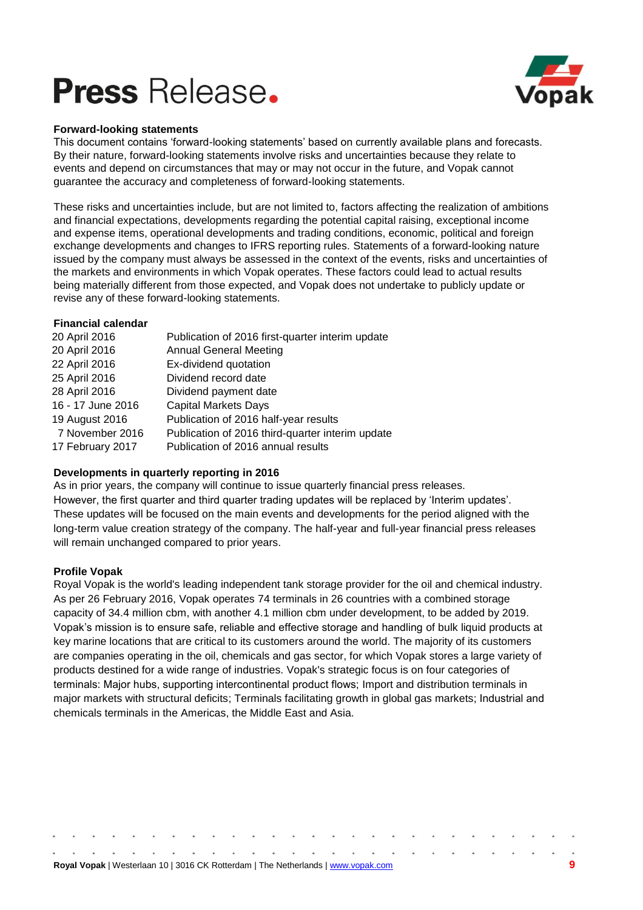**Forward-looking statements**

This document contains 'forward-looking statements' based on currently available plans and forecasts. By their nature, forward-looking statements involve risks and uncertainties because they relate to events and depend on circumstances that may or may not occur in the future, and Vopak cannot guarantee the accuracy and completeness of forward-looking statements.

These risks and uncertainties include, but are not limited to, factors affecting the realization of ambitions and financial expectations, developments regarding the potential capital raising, exceptional income and expense items, operational developments and trading conditions, economic, political and foreign exchange developments and changes to IFRS reporting rules. Statements of a forward-looking nature issued by the company must always be assessed in the context of the events, risks and uncertainties of the markets and environments in which Vopak operates. These factors could lead to actual results being materially different from those expected, and Vopak does not undertake to publicly update or revise any of these forward-looking statements.

**Financial calendar**

| | |
|---|---|
| 20 April 2016 | Publication of 2016 first-quarter interim update |
| 20 April 2016 | Annual General Meeting |
| 22 April 2016 | Ex-dividend quotation |
| 25 April 2016 | Dividend record date |
| 28 April 2016 | Dividend payment date |
| 16 - 17 June 2016 | Capital Markets Days |
| 19 August 2016 | Publication of 2016 half-year results |
| 7 November 2016 | Publication of 2016 third-quarter interim update |
| 17 February 2017 | Publication of 2016 annual results |

**Developments in quarterly reporting in 2016**

As in prior years, the company will continue to issue quarterly financial press releases. However, the first quarter and third quarter trading updates will be replaced by 'Interim updates'. These updates will be focused on the main events and developments for the period aligned with the long-term value creation strategy of the company. The half-year and full-year financial press releases will remain unchanged compared to prior years.

**Profile Vopak**

Royal Vopak is the world's leading independent tank storage provider for the oil and chemical industry. As per 26 February 2016, Vopak operates 74 terminals in 26 countries with a combined storage capacity of 34.4 million cbm, with another 4.1 million cbm under development, to be added by 2019. Vopak's mission is to ensure safe, reliable and effective storage and handling of bulk liquid products at key marine locations that are critical to its customers around the world. The majority of its customers are companies operating in the oil, chemicals and gas sector, for which Vopak stores a large variety of products destined for a wide range of industries. Vopak's strategic focus is on four categories of terminals: Major hubs, supporting intercontinental product flows; Import and distribution terminals in major markets with structural deficits; Terminals facilitating growth in global gas markets; Industrial and chemicals terminals in the Americas, the Middle East and Asia.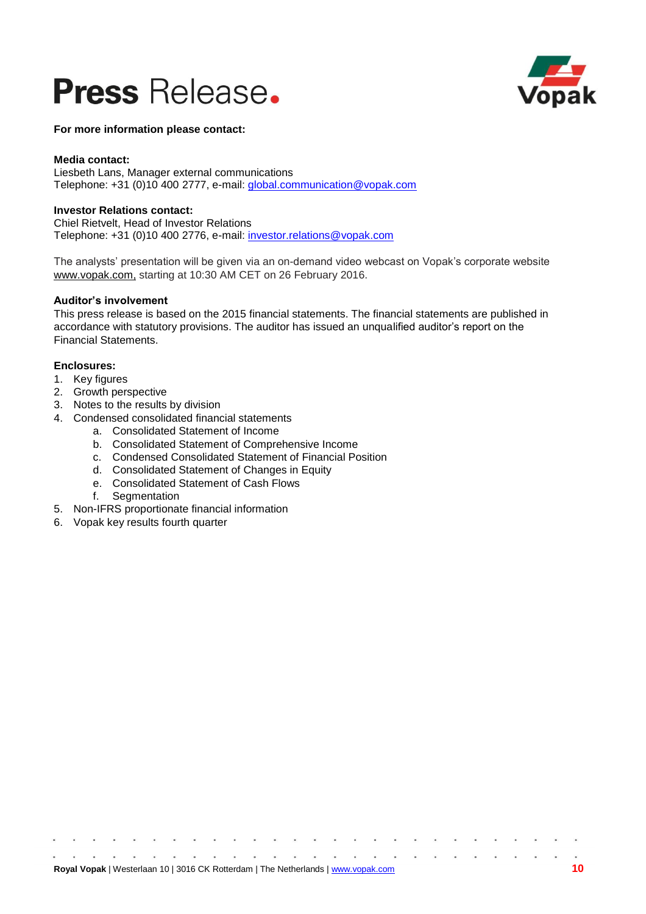**For more information please contact:**

**Media contact:**
Liesbeth Lans, Manager external communications
Telephone: +31 (0)10 400 2777, e-mail: global.communication@vopak.com

**Investor Relations contact:**
Chiel Rietvelt, Head of Investor Relations
Telephone: +31 (0)10 400 2776, e-mail: investor.relations@vopak.com

The analysts' presentation will be given via an on-demand video webcast on Vopak's corporate website www.vopak.com, starting at 10:30 AM CET on 26 February 2016.

**Auditor's involvement**
This press release is based on the 2015 financial statements. The financial statements are published in accordance with statutory provisions. The auditor has issued an unqualified auditor's report on the Financial Statements.

**Enclosures:**

1. Key figures
2. Growth perspective
3. Notes to the results by division
4. Condensed consolidated financial statements
    a. Consolidated Statement of Income
    b. Consolidated Statement of Comprehensive Income
    c. Condensed Consolidated Statement of Financial Position
    d. Consolidated Statement of Changes in Equity
    e. Consolidated Statement of Cash Flows
    f. Segmentation
5. Non-IFRS proportionate financial information
6. Vopak key results fourth quarter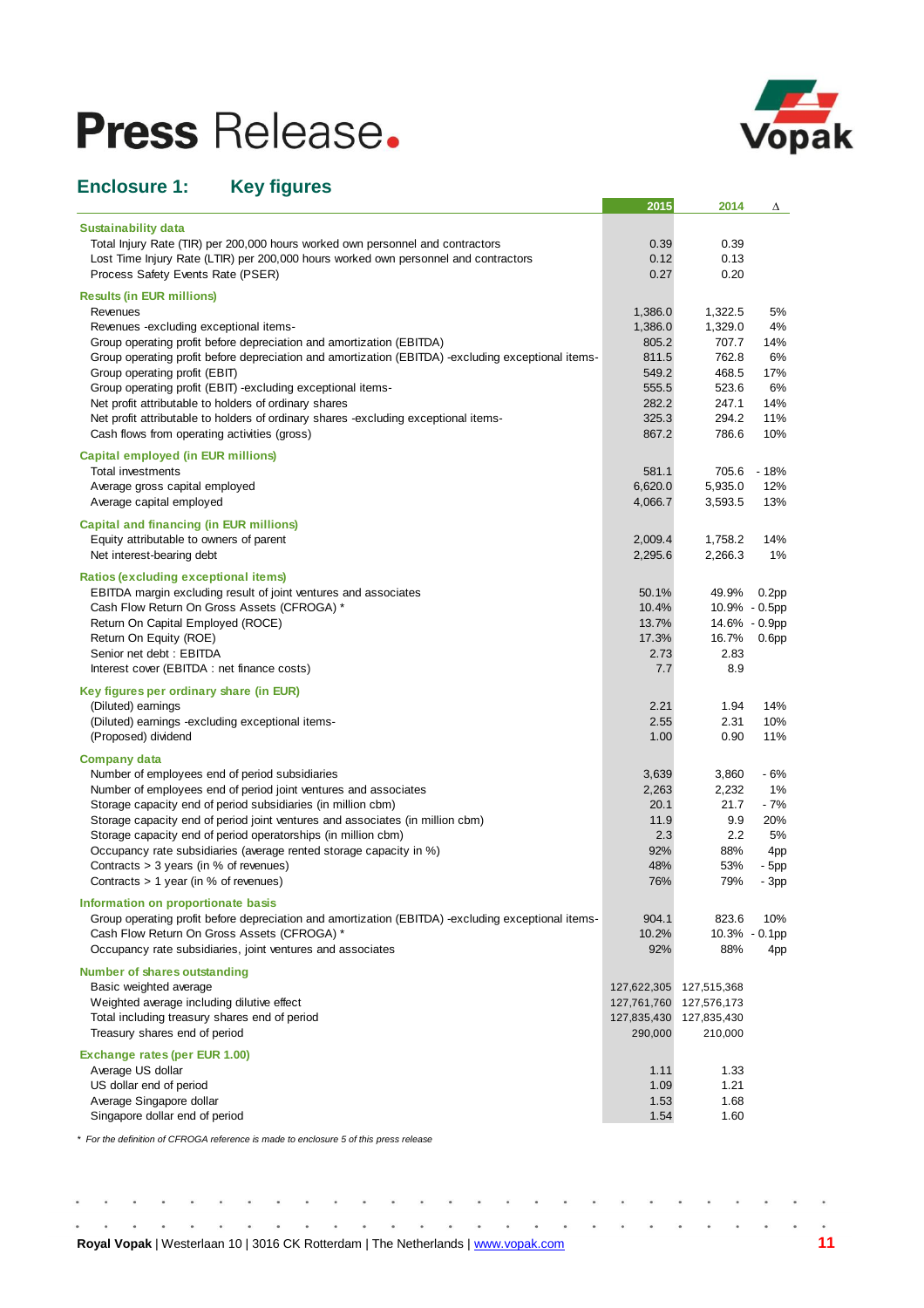# Press Release.

## Enclosure 1: Key figures

| | 2015 | 2014 | Δ |
|---|---|---|---|
| **Sustainability data** | | | |
| Total Injury Rate (TIR) per 200,000 hours worked own personnel and contractors | 0.39 | 0.39 | |
| Lost Time Injury Rate (LTIR) per 200,000 hours worked own personnel and contractors | 0.12 | 0.13 | |
| Process Safety Events Rate (PSER) | 0.27 | 0.20 | |
| **Results (in EUR millions)** | | | |
| Revenues | 1,386.0 | 1,322.5 | 5% |
| Revenues -excluding exceptional items- | 1,386.0 | 1,329.0 | 4% |
| Group operating profit before depreciation and amortization (EBITDA) | 805.2 | 707.7 | 14% |
| Group operating profit before depreciation and amortization (EBITDA) -excluding exceptional items- | 811.5 | 762.8 | 6% |
| Group operating profit (EBIT) | 549.2 | 468.5 | 17% |
| Group operating profit (EBIT) -excluding exceptional items- | 555.5 | 523.6 | 6% |
| Net profit attributable to holders of ordinary shares | 282.2 | 247.1 | 14% |
| Net profit attributable to holders of ordinary shares -excluding exceptional items- | 325.3 | 294.2 | 11% |
| Cash flows from operating activities (gross) | 867.2 | 786.6 | 10% |
| **Capital employed (in EUR millions)** | | | |
| Total investments | 581.1 | 705.6 | - 18% |
| Average gross capital employed | 6,620.0 | 5,935.0 | 12% |
| Average capital employed | 4,066.7 | 3,593.5 | 13% |
| **Capital and financing (in EUR millions)** | | | |
| Equity attributable to owners of parent | 2,009.4 | 1,758.2 | 14% |
| Net interest-bearing debt | 2,295.6 | 2,266.3 | 1% |
| **Ratios (excluding exceptional items)** | | | |
| EBITDA margin excluding result of joint ventures and associates | 50.1% | 49.9% | 0.2pp |
| Cash Flow Return On Gross Assets (CFROGA) * | 10.4% | 10.9% | - 0.5pp |
| Return On Capital Employed (ROCE) | 13.7% | 14.6% | - 0.9pp |
| Return On Equity (ROE) | 17.3% | 16.7% | 0.6pp |
| Senior net debt : EBITDA | 2.73 | 2.83 | |
| Interest cover (EBITDA : net finance costs) | 7.7 | 8.9 | |
| **Key figures per ordinary share (in EUR)** | | | |
| (Diluted) earnings | 2.21 | 1.94 | 14% |
| (Diluted) earnings -excluding exceptional items- | 2.55 | 2.31 | 10% |
| (Proposed) dividend | 1.00 | 0.90 | 11% |
| **Company data** | | | |
| Number of employees end of period subsidiaries | 3,639 | 3,860 | - 6% |
| Number of employees end of period joint ventures and associates | 2,263 | 2,232 | 1% |
| Storage capacity end of period subsidiaries (in million cbm) | 20.1 | 21.7 | - 7% |
| Storage capacity end of period joint ventures and associates (in million cbm) | 11.9 | 9.9 | 20% |
| Storage capacity end of period operatorships (in million cbm) | 2.3 | 2.2 | 5% |
| Occupancy rate subsidiaries (average rented storage capacity in %) | 92% | 88% | 4pp |
| Contracts > 3 years (in % of revenues) | 48% | 53% | - 5pp |
| Contracts > 1 year (in % of revenues) | 76% | 79% | - 3pp |
| **Information on proportionate basis** | | | |
| Group operating profit before depreciation and amortization (EBITDA) -excluding exceptional items- | 904.1 | 823.6 | 10% |
| Cash Flow Return On Gross Assets (CFROGA) * | 10.2% | 10.3% | - 0.1pp |
| Occupancy rate subsidiaries, joint ventures and associates | 92% | 88% | 4pp |
| **Number of shares outstanding** | | | |
| Basic weighted average | 127,622,305 | 127,515,368 | |
| Weighted average including dilutive effect | 127,761,760 | 127,576,173 | |
| Total including treasury shares end of period | 127,835,430 | 127,835,430 | |
| Treasury shares end of period | 290,000 | 210,000 | |
| **Exchange rates (per EUR 1.00)** | | | |
| Average US dollar | 1.11 | 1.33 | |
| US dollar end of period | 1.09 | 1.21 | |
| Average Singapore dollar | 1.53 | 1.68 | |
| Singapore dollar end of period | 1.54 | 1.60 | |

*\* For the definition of CFROGA reference is made to enclosure 5 of this press release*

**Royal Vopak** | Westerlaan 10 | 3016 CK Rotterdam | The Netherlands | www.vopak.com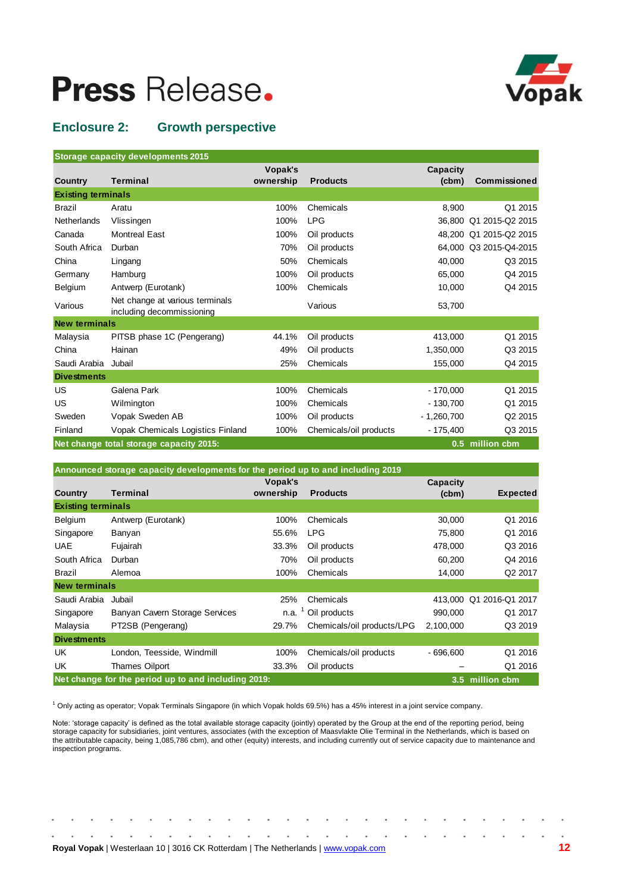# Press Release.

## Enclosure 2: Growth perspective

| Storage capacity developments 2015 | | | | | |
|---|---|---|---|---|---|
| **Country** | **Terminal** | **Vopak's ownership** | **Products** | **Capacity (cbm)** | **Commissioned** |
| **Existing terminals** | | | | | |
| Brazil | Aratu | 100% | Chemicals | 8,900 | Q1 2015 |
| Netherlands | Vlissingen | 100% | LPG | 36,800 | Q1 2015-Q2 2015 |
| Canada | Montreal East | 100% | Oil products | 48,200 | Q1 2015-Q2 2015 |
| South Africa | Durban | 70% | Oil products | 64,000 | Q3 2015-Q4-2015 |
| China | Lingang | 50% | Chemicals | 40,000 | Q3 2015 |
| Germany | Hamburg | 100% | Oil products | 65,000 | Q4 2015 |
| Belgium | Antwerp (Eurotank) | 100% | Chemicals | 10,000 | Q4 2015 |
| Various | Net change at various terminals including decommissioning | | Various | 53,700 | |
| **New terminals** | | | | | |
| Malaysia | PITSB phase 1C (Pengerang) | 44.1% | Oil products | 413,000 | Q1 2015 |
| China | Hainan | 49% | Oil products | 1,350,000 | Q3 2015 |
| Saudi Arabia | Jubail | 25% | Chemicals | 155,000 | Q4 2015 |
| **Divestments** | | | | | |
| US | Galena Park | 100% | Chemicals | - 170,000 | Q1 2015 |
| US | Wilmington | 100% | Chemicals | - 130,700 | Q1 2015 |
| Sweden | Vopak Sweden AB | 100% | Oil products | - 1,260,700 | Q2 2015 |
| Finland | Vopak Chemicals Logistics Finland | 100% | Chemicals/oil products | - 175,400 | Q3 2015 |
| **Net change total storage capacity 2015:** | | | | **0.5** | **million cbm** |

| Announced storage capacity developments for the period up to and including 2019 | | | | | |
|---|---|---|---|---|---|
| **Country** | **Terminal** | **Vopak's ownership** | **Products** | **Capacity (cbm)** | **Expected** |
| **Existing terminals** | | | | | |
| Belgium | Antwerp (Eurotank) | 100% | Chemicals | 30,000 | Q1 2016 |
| Singapore | Banyan | 55.6% | LPG | 75,800 | Q1 2016 |
| UAE | Fujairah | 33.3% | Oil products | 478,000 | Q3 2016 |
| South Africa | Durban | 70% | Oil products | 60,200 | Q4 2016 |
| Brazil | Alemoa | 100% | Chemicals | 14,000 | Q2 2017 |
| **New terminals** | | | | | |
| Saudi Arabia | Jubail | 25% | Chemicals | 413,000 | Q1 2016-Q1 2017 |
| Singapore | Banyan Cavern Storage Services | n.a. [1] | Oil products | 990,000 | Q1 2017 |
| Malaysia | PT2SB (Pengerang) | 29.7% | Chemicals/oil products/LPG | 2,100,000 | Q3 2019 |
| **Divestments** | | | | | |
| UK | London, Teesside, Windmill | 100% | Chemicals/oil products | - 696,600 | Q1 2016 |
| UK | Thames Oilport | 33.3% | Oil products | – | Q1 2016 |
| **Net change for the period up to and including 2019:** | | | | **3.5** | **million cbm** |

[1] Only acting as operator; Vopak Terminals Singapore (in which Vopak holds 69.5%) has a 45% interest in a joint service company.

Note: 'storage capacity' is defined as the total available storage capacity (jointly) operated by the Group at the end of the reporting period, being storage capacity for subsidiaries, joint ventures, associates (with the exception of Maasvlakte Olie Terminal in the Netherlands, which is based on the attributable capacity, being 1,085,786 cbm), and other (equity) interests, and including currently out of service capacity due to maintenance and inspection programs.

**Royal Vopak** | Westerlaan 10 | 3016 CK Rotterdam | The Netherlands | www.vopak.com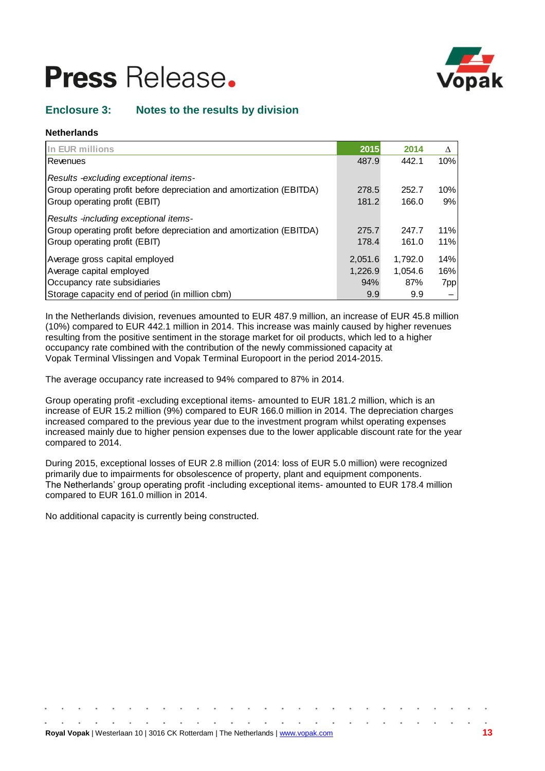## Enclosure 3: Notes to the results by division

### Netherlands

| In EUR millions | 2015 | 2014 | Δ |
|---|---|---|---|
| Revenues | 487.9 | 442.1 | 10% |
| *Results -excluding exceptional items-* | | | |
| Group operating profit before depreciation and amortization (EBITDA) | 278.5 | 252.7 | 10% |
| Group operating profit (EBIT) | 181.2 | 166.0 | 9% |
| *Results -including exceptional items-* | | | |
| Group operating profit before depreciation and amortization (EBITDA) | 275.7 | 247.7 | 11% |
| Group operating profit (EBIT) | 178.4 | 161.0 | 11% |
| Average gross capital employed | 2,051.6 | 1,792.0 | 14% |
| Average capital employed | 1,226.9 | 1,054.6 | 16% |
| Occupancy rate subsidiaries | 94% | 87% | 7pp |
| Storage capacity end of period (in million cbm) | 9.9 | 9.9 | – |

In the Netherlands division, revenues amounted to EUR 487.9 million, an increase of EUR 45.8 million (10%) compared to EUR 442.1 million in 2014. This increase was mainly caused by higher revenues resulting from the positive sentiment in the storage market for oil products, which led to a higher occupancy rate combined with the contribution of the newly commissioned capacity at Vopak Terminal Vlissingen and Vopak Terminal Europoort in the period 2014-2015.

The average occupancy rate increased to 94% compared to 87% in 2014.

Group operating profit -excluding exceptional items- amounted to EUR 181.2 million, which is an increase of EUR 15.2 million (9%) compared to EUR 166.0 million in 2014. The depreciation charges increased compared to the previous year due to the investment program whilst operating expenses increased mainly due to higher pension expenses due to the lower applicable discount rate for the year compared to 2014.

During 2015, exceptional losses of EUR 2.8 million (2014: loss of EUR 5.0 million) were recognized primarily due to impairments for obsolescence of property, plant and equipment components. The Netherlands' group operating profit -including exceptional items- amounted to EUR 178.4 million compared to EUR 161.0 million in 2014.

No additional capacity is currently being constructed.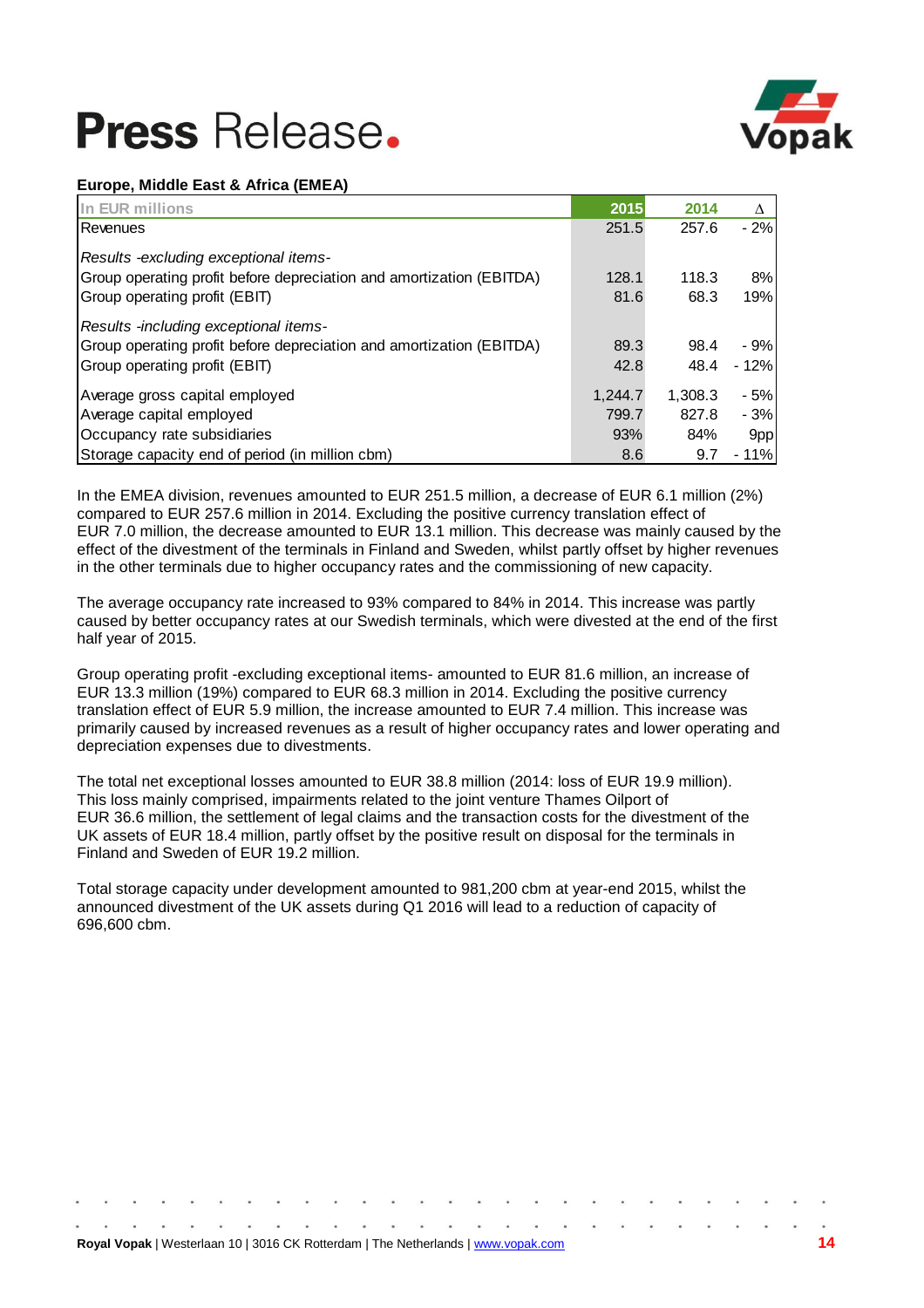**Europe, Middle East & Africa (EMEA)**

| In EUR millions | 2015 | 2014 | Δ |
|---|---|---|---|
| Revenues | 251.5 | 257.6 | - 2% |
| *Results -excluding exceptional items-* | | | |
| Group operating profit before depreciation and amortization (EBITDA) | 128.1 | 118.3 | 8% |
| Group operating profit (EBIT) | 81.6 | 68.3 | 19% |
| *Results -including exceptional items-* | | | |
| Group operating profit before depreciation and amortization (EBITDA) | 89.3 | 98.4 | - 9% |
| Group operating profit (EBIT) | 42.8 | 48.4 | - 12% |
| Average gross capital employed | 1,244.7 | 1,308.3 | - 5% |
| Average capital employed | 799.7 | 827.8 | - 3% |
| Occupancy rate subsidiaries | 93% | 84% | 9pp |
| Storage capacity end of period (in million cbm) | 8.6 | 9.7 | - 11% |

In the EMEA division, revenues amounted to EUR 251.5 million, a decrease of EUR 6.1 million (2%) compared to EUR 257.6 million in 2014. Excluding the positive currency translation effect of EUR 7.0 million, the decrease amounted to EUR 13.1 million. This decrease was mainly caused by the effect of the divestment of the terminals in Finland and Sweden, whilst partly offset by higher revenues in the other terminals due to higher occupancy rates and the commissioning of new capacity.

The average occupancy rate increased to 93% compared to 84% in 2014. This increase was partly caused by better occupancy rates at our Swedish terminals, which were divested at the end of the first half year of 2015.

Group operating profit -excluding exceptional items- amounted to EUR 81.6 million, an increase of EUR 13.3 million (19%) compared to EUR 68.3 million in 2014. Excluding the positive currency translation effect of EUR 5.9 million, the increase amounted to EUR 7.4 million. This increase was primarily caused by increased revenues as a result of higher occupancy rates and lower operating and depreciation expenses due to divestments.

The total net exceptional losses amounted to EUR 38.8 million (2014: loss of EUR 19.9 million). This loss mainly comprised, impairments related to the joint venture Thames Oilport of EUR 36.6 million, the settlement of legal claims and the transaction costs for the divestment of the UK assets of EUR 18.4 million, partly offset by the positive result on disposal for the terminals in Finland and Sweden of EUR 19.2 million.

Total storage capacity under development amounted to 981,200 cbm at year-end 2015, whilst the announced divestment of the UK assets during Q1 2016 will lead to a reduction of capacity of 696,600 cbm.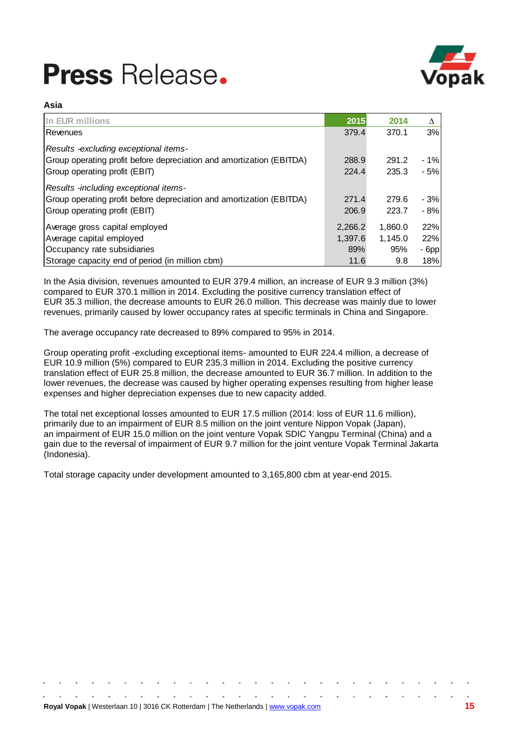## Asia

| In EUR millions | 2015 | 2014 | Δ |
|---|---|---|---|
| Revenues | 379.4 | 370.1 | 3% |
| *Results -excluding exceptional items-* | | | |
| Group operating profit before depreciation and amortization (EBITDA) | 288.9 | 291.2 | - 1% |
| Group operating profit (EBIT) | 224.4 | 235.3 | - 5% |
| *Results -including exceptional items-* | | | |
| Group operating profit before depreciation and amortization (EBITDA) | 271.4 | 279.6 | - 3% |
| Group operating profit (EBIT) | 206.9 | 223.7 | - 8% |
| Average gross capital employed | 2,266.2 | 1,860.0 | 22% |
| Average capital employed | 1,397.6 | 1,145.0 | 22% |
| Occupancy rate subsidiaries | 89% | 95% | - 6pp |
| Storage capacity end of period (in million cbm) | 11.6 | 9.8 | 18% |

In the Asia division, revenues amounted to EUR 379.4 million, an increase of EUR 9.3 million (3%) compared to EUR 370.1 million in 2014. Excluding the positive currency translation effect of EUR 35.3 million, the decrease amounts to EUR 26.0 million. This decrease was mainly due to lower revenues, primarily caused by lower occupancy rates at specific terminals in China and Singapore.

The average occupancy rate decreased to 89% compared to 95% in 2014.

Group operating profit -excluding exceptional items- amounted to EUR 224.4 million, a decrease of EUR 10.9 million (5%) compared to EUR 235.3 million in 2014. Excluding the positive currency translation effect of EUR 25.8 million, the decrease amounted to EUR 36.7 million. In addition to the lower revenues, the decrease was caused by higher operating expenses resulting from higher lease expenses and higher depreciation expenses due to new capacity added.

The total net exceptional losses amounted to EUR 17.5 million (2014: loss of EUR 11.6 million), primarily due to an impairment of EUR 8.5 million on the joint venture Nippon Vopak (Japan), an impairment of EUR 15.0 million on the joint venture Vopak SDIC Yangpu Terminal (China) and a gain due to the reversal of impairment of EUR 9.7 million for the joint venture Vopak Terminal Jakarta (Indonesia).

Total storage capacity under development amounted to 3,165,800 cbm at year-end 2015.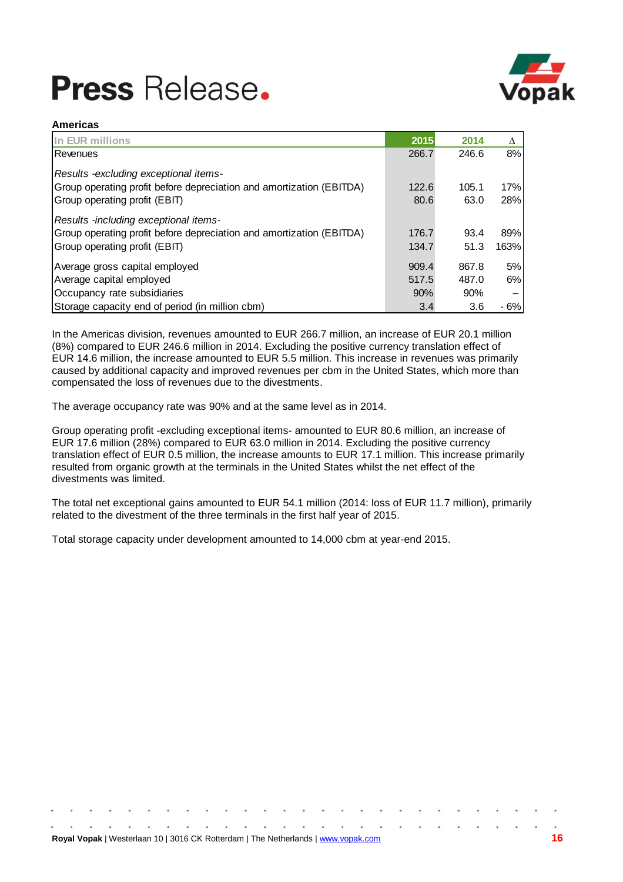**Americas**

| In EUR millions | 2015 | 2014 | Δ |
|---|---|---|---|
| Revenues | 266.7 | 246.6 | 8% |
| *Results -excluding exceptional items-* | | | |
| Group operating profit before depreciation and amortization (EBITDA) | 122.6 | 105.1 | 17% |
| Group operating profit (EBIT) | 80.6 | 63.0 | 28% |
| *Results -including exceptional items-* | | | |
| Group operating profit before depreciation and amortization (EBITDA) | 176.7 | 93.4 | 89% |
| Group operating profit (EBIT) | 134.7 | 51.3 | 163% |
| Average gross capital employed | 909.4 | 867.8 | 5% |
| Average capital employed | 517.5 | 487.0 | 6% |
| Occupancy rate subsidiaries | 90% | 90% | – |
| Storage capacity end of period (in million cbm) | 3.4 | 3.6 | - 6% |

In the Americas division, revenues amounted to EUR 266.7 million, an increase of EUR 20.1 million (8%) compared to EUR 246.6 million in 2014. Excluding the positive currency translation effect of EUR 14.6 million, the increase amounted to EUR 5.5 million. This increase in revenues was primarily caused by additional capacity and improved revenues per cbm in the United States, which more than compensated the loss of revenues due to the divestments.

The average occupancy rate was 90% and at the same level as in 2014.

Group operating profit -excluding exceptional items- amounted to EUR 80.6 million, an increase of EUR 17.6 million (28%) compared to EUR 63.0 million in 2014. Excluding the positive currency translation effect of EUR 0.5 million, the increase amounts to EUR 17.1 million. This increase primarily resulted from organic growth at the terminals in the United States whilst the net effect of the divestments was limited.

The total net exceptional gains amounted to EUR 54.1 million (2014: loss of EUR 11.7 million), primarily related to the divestment of the three terminals in the first half year of 2015.

Total storage capacity under development amounted to 14,000 cbm at year-end 2015.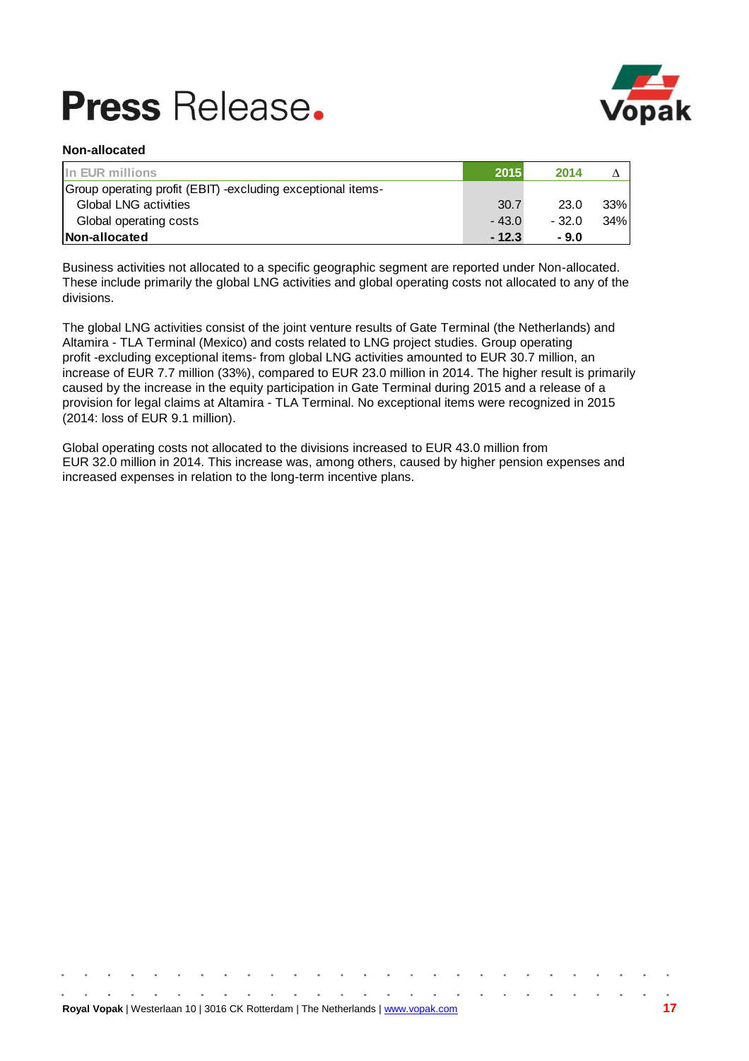**Non-allocated**

| In EUR millions | 2015 | 2014 | Δ |
|---|---|---|---|
| Group operating profit (EBIT) -excluding exceptional items- | | | |
| Global LNG activities | 30.7 | 23.0 | 33% |
| Global operating costs | - 43.0 | - 32.0 | 34% |
| **Non-allocated** | **- 12.3** | **- 9.0** | |

Business activities not allocated to a specific geographic segment are reported under Non-allocated. These include primarily the global LNG activities and global operating costs not allocated to any of the divisions.

The global LNG activities consist of the joint venture results of Gate Terminal (the Netherlands) and Altamira - TLA Terminal (Mexico) and costs related to LNG project studies. Group operating profit -excluding exceptional items- from global LNG activities amounted to EUR 30.7 million, an increase of EUR 7.7 million (33%), compared to EUR 23.0 million in 2014. The higher result is primarily caused by the increase in the equity participation in Gate Terminal during 2015 and a release of a provision for legal claims at Altamira - TLA Terminal. No exceptional items were recognized in 2015 (2014: loss of EUR 9.1 million).

Global operating costs not allocated to the divisions increased to EUR 43.0 million from EUR 32.0 million in 2014. This increase was, among others, caused by higher pension expenses and increased expenses in relation to the long-term incentive plans.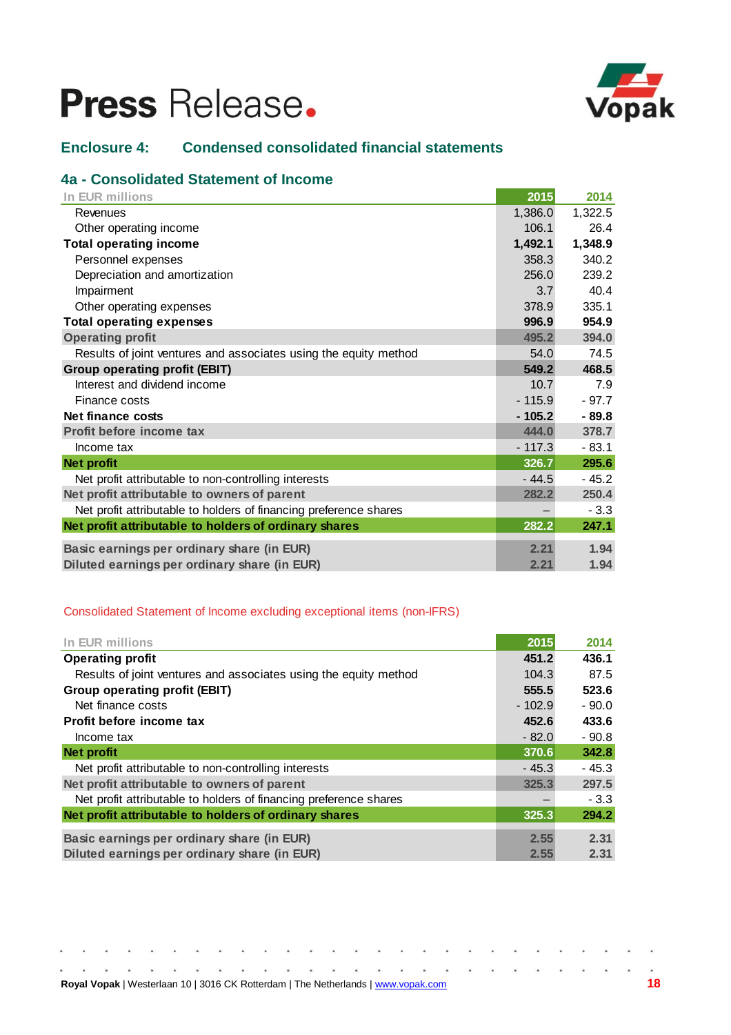# Press Release.

## Enclosure 4: Condensed consolidated financial statements

### 4a - Consolidated Statement of Income

| In EUR millions | 2015 | 2014 |
|---|---|---|
| Revenues | 1,386.0 | 1,322.5 |
| Other operating income | 106.1 | 26.4 |
| **Total operating income** | **1,492.1** | **1,348.9** |
| Personnel expenses | 358.3 | 340.2 |
| Depreciation and amortization | 256.0 | 239.2 |
| Impairment | 3.7 | 40.4 |
| Other operating expenses | 378.9 | 335.1 |
| **Total operating expenses** | **996.9** | **954.9** |
| **Operating profit** | **495.2** | **394.0** |
| Results of joint ventures and associates using the equity method | 54.0 | 74.5 |
| **Group operating profit (EBIT)** | **549.2** | **468.5** |
| Interest and dividend income | 10.7 | 7.9 |
| Finance costs | - 115.9 | - 97.7 |
| **Net finance costs** | **- 105.2** | **- 89.8** |
| **Profit before income tax** | **444.0** | **378.7** |
| Income tax | - 117.3 | - 83.1 |
| **Net profit** | **326.7** | **295.6** |
| Net profit attributable to non-controlling interests | - 44.5 | - 45.2 |
| **Net profit attributable to owners of parent** | **282.2** | **250.4** |
| Net profit attributable to holders of financing preference shares | – | - 3.3 |
| **Net profit attributable to holders of ordinary shares** | **282.2** | **247.1** |
| **Basic earnings per ordinary share (in EUR)** | **2.21** | **1.94** |
| **Diluted earnings per ordinary share (in EUR)** | **2.21** | **1.94** |

Consolidated Statement of Income excluding exceptional items (non-IFRS)

| In EUR millions | 2015 | 2014 |
|---|---|---|
| **Operating profit** | **451.2** | **436.1** |
| Results of joint ventures and associates using the equity method | 104.3 | 87.5 |
| **Group operating profit (EBIT)** | **555.5** | **523.6** |
| Net finance costs | - 102.9 | - 90.0 |
| **Profit before income tax** | **452.6** | **433.6** |
| Income tax | - 82.0 | - 90.8 |
| **Net profit** | **370.6** | **342.8** |
| Net profit attributable to non-controlling interests | - 45.3 | - 45.3 |
| **Net profit attributable to owners of parent** | **325.3** | **297.5** |
| Net profit attributable to holders of financing preference shares | – | - 3.3 |
| **Net profit attributable to holders of ordinary shares** | **325.3** | **294.2** |
| **Basic earnings per ordinary share (in EUR)** | **2.55** | **2.31** |
| **Diluted earnings per ordinary share (in EUR)** | **2.55** | **2.31** |

**Royal Vopak** | Westerlaan 10 | 3016 CK Rotterdam | The Netherlands | www.vopak.com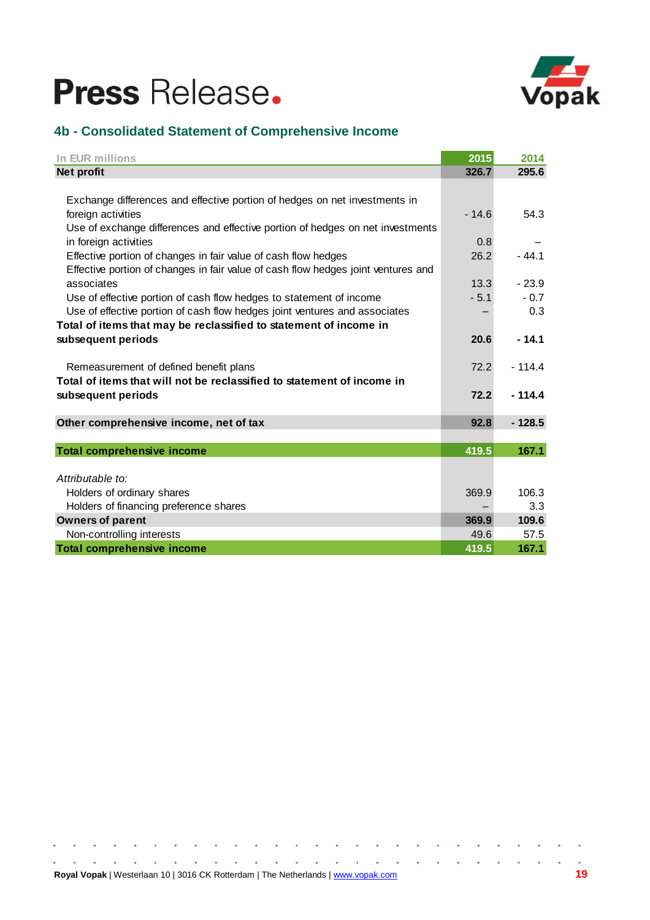## 4b - Consolidated Statement of Comprehensive Income

| In EUR millions | 2015 | 2014 |
|---|---|---|
| **Net profit** | **326.7** | **295.6** |
| | | |
| Exchange differences and effective portion of hedges on net investments in foreign activities | - 14.6 | 54.3 |
| Use of exchange differences and effective portion of hedges on net investments in foreign activities | 0.8 | – |
| Effective portion of changes in fair value of cash flow hedges | 26.2 | - 44.1 |
| Effective portion of changes in fair value of cash flow hedges joint ventures and associates | 13.3 | - 23.9 |
| Use of effective portion of cash flow hedges to statement of income | - 5.1 | - 0.7 |
| Use of effective portion of cash flow hedges joint ventures and associates | – | 0.3 |
| **Total of items that may be reclassified to statement of income in subsequent periods** | **20.6** | **- 14.1** |
| | | |
| Remeasurement of defined benefit plans | 72.2 | - 114.4 |
| **Total of items that will not be reclassified to statement of income in subsequent periods** | **72.2** | **- 114.4** |
| | | |
| **Other comprehensive income, net of tax** | **92.8** | **- 128.5** |
| | | |
| **Total comprehensive income** | **419.5** | **167.1** |
| | | |
| *Attributable to:* | | |
| Holders of ordinary shares | 369.9 | 106.3 |
| Holders of financing preference shares | – | 3.3 |
| **Owners of parent** | **369.9** | **109.6** |
| Non-controlling interests | 49.6 | 57.5 |
| **Total comprehensive income** | **419.5** | **167.1** |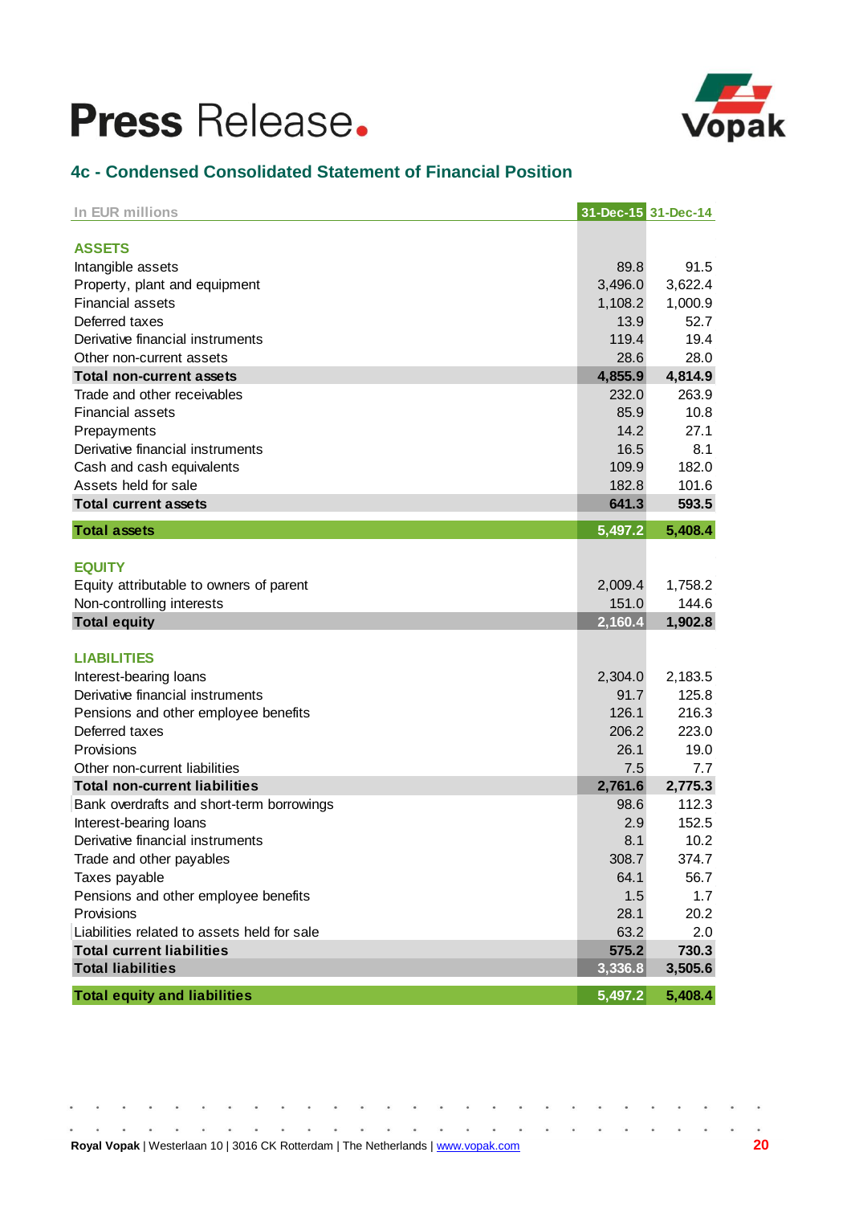## 4c - Condensed Consolidated Statement of Financial Position

| In EUR millions | 31-Dec-15 | 31-Dec-14 |
|---|---|---|
| **ASSETS** | | |
| Intangible assets | 89.8 | 91.5 |
| Property, plant and equipment | 3,496.0 | 3,622.4 |
| Financial assets | 1,108.2 | 1,000.9 |
| Deferred taxes | 13.9 | 52.7 |
| Derivative financial instruments | 119.4 | 19.4 |
| Other non-current assets | 28.6 | 28.0 |
| **Total non-current assets** | **4,855.9** | **4,814.9** |
| Trade and other receivables | 232.0 | 263.9 |
| Financial assets | 85.9 | 10.8 |
| Prepayments | 14.2 | 27.1 |
| Derivative financial instruments | 16.5 | 8.1 |
| Cash and cash equivalents | 109.9 | 182.0 |
| Assets held for sale | 182.8 | 101.6 |
| **Total current assets** | **641.3** | **593.5** |
| **Total assets** | **5,497.2** | **5,408.4** |
| **EQUITY** | | |
| Equity attributable to owners of parent | 2,009.4 | 1,758.2 |
| Non-controlling interests | 151.0 | 144.6 |
| **Total equity** | **2,160.4** | **1,902.8** |
| **LIABILITIES** | | |
| Interest-bearing loans | 2,304.0 | 2,183.5 |
| Derivative financial instruments | 91.7 | 125.8 |
| Pensions and other employee benefits | 126.1 | 216.3 |
| Deferred taxes | 206.2 | 223.0 |
| Provisions | 26.1 | 19.0 |
| Other non-current liabilities | 7.5 | 7.7 |
| **Total non-current liabilities** | **2,761.6** | **2,775.3** |
| Bank overdrafts and short-term borrowings | 98.6 | 112.3 |
| Interest-bearing loans | 2.9 | 152.5 |
| Derivative financial instruments | 8.1 | 10.2 |
| Trade and other payables | 308.7 | 374.7 |
| Taxes payable | 64.1 | 56.7 |
| Pensions and other employee benefits | 1.5 | 1.7 |
| Provisions | 28.1 | 20.2 |
| Liabilities related to assets held for sale | 63.2 | 2.0 |
| **Total current liabilities** | **575.2** | **730.3** |
| **Total liabilities** | **3,336.8** | **3,505.6** |
| **Total equity and liabilities** | **5,497.2** | **5,408.4** |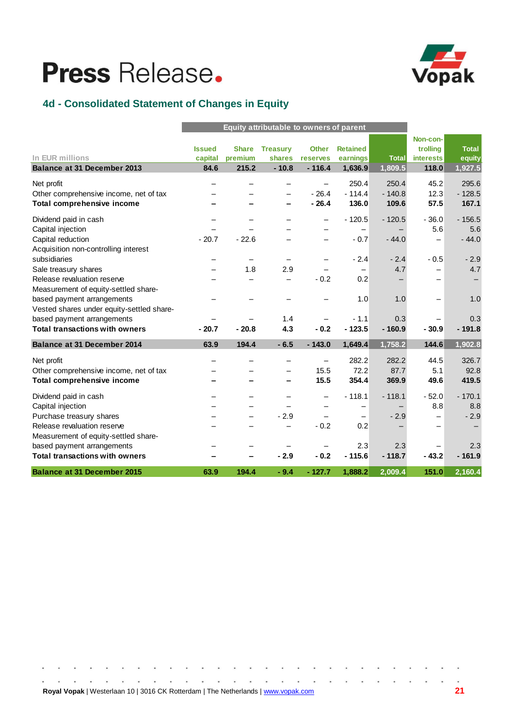## 4d - Consolidated Statement of Changes in Equity

| In EUR millions | Equity attributable to owners of parent | | | | | | Non-controlling interests | Total equity |
|---|---|---|---|---|---|---|---|---|
| | Issued capital | Share premium | Treasury shares | Other reserves | Retained earnings | Total | | |
| **Balance at 31 December 2013** | **84.6** | **215.2** | **- 10.8** | **- 116.4** | **1,636.9** | **1,809.5** | **118.0** | **1,927.5** |
| Net profit | – | – | – | – | 250.4 | 250.4 | 45.2 | 295.6 |
| Other comprehensive income, net of tax | – | – | – | - 26.4 | - 114.4 | - 140.8 | 12.3 | - 128.5 |
| **Total comprehensive income** | **–** | **–** | **–** | **- 26.4** | **136.0** | **109.6** | **57.5** | **167.1** |
| Dividend paid in cash | – | – | – | – | - 120.5 | - 120.5 | - 36.0 | - 156.5 |
| Capital injection | – | – | – | – | – | – | 5.6 | 5.6 |
| Capital reduction | - 20.7 | - 22.6 | – | – | - 0.7 | - 44.0 | – | - 44.0 |
| Acquisition non-controlling interest subsidiaries | – | – | – | – | - 2.4 | - 2.4 | - 0.5 | - 2.9 |
| Sale treasury shares | – | 1.8 | 2.9 | – | – | 4.7 | – | 4.7 |
| Release revaluation reserve | – | – | – | - 0.2 | 0.2 | – | – | – |
| Measurement of equity-settled share-based payment arrangements | – | – | – | – | 1.0 | 1.0 | – | 1.0 |
| Vested shares under equity-settled share-based payment arrangements | – | – | 1.4 | – | - 1.1 | 0.3 | – | 0.3 |
| **Total transactions with owners** | **- 20.7** | **- 20.8** | **4.3** | **- 0.2** | **- 123.5** | **- 160.9** | **- 30.9** | **- 191.8** |
| **Balance at 31 December 2014** | **63.9** | **194.4** | **- 6.5** | **- 143.0** | **1,649.4** | **1,758.2** | **144.6** | **1,902.8** |
| Net profit | – | – | – | – | 282.2 | 282.2 | 44.5 | 326.7 |
| Other comprehensive income, net of tax | – | – | – | 15.5 | 72.2 | 87.7 | 5.1 | 92.8 |
| **Total comprehensive income** | **–** | **–** | **–** | **15.5** | **354.4** | **369.9** | **49.6** | **419.5** |
| Dividend paid in cash | – | – | – | – | - 118.1 | - 118.1 | - 52.0 | - 170.1 |
| Capital injection | – | – | – | – | – | – | 8.8 | 8.8 |
| Purchase treasury shares | – | – | - 2.9 | – | – | - 2.9 | – | - 2.9 |
| Release revaluation reserve | – | – | – | - 0.2 | 0.2 | – | – | – |
| Measurement of equity-settled share-based payment arrangements | – | – | – | – | 2.3 | 2.3 | – | 2.3 |
| **Total transactions with owners** | **–** | **–** | **- 2.9** | **- 0.2** | **- 115.6** | **- 118.7** | **- 43.2** | **- 161.9** |
| **Balance at 31 December 2015** | **63.9** | **194.4** | **- 9.4** | **- 127.7** | **1,888.2** | **2,009.4** | **151.0** | **2,160.4** |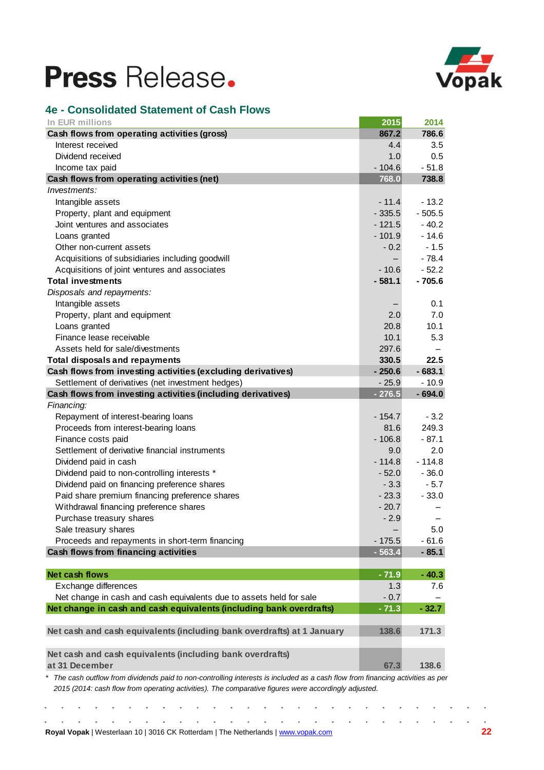## 4e - Consolidated Statement of Cash Flows

| In EUR millions | 2015 | 2014 |
|---|---|---|
| **Cash flows from operating activities (gross)** | **867.2** | **786.6** |
| Interest received | 4.4 | 3.5 |
| Dividend received | 1.0 | 0.5 |
| Income tax paid | - 104.6 | - 51.8 |
| **Cash flows from operating activities (net)** | **768.0** | **738.8** |
| *Investments:* | | |
| Intangible assets | - 11.4 | - 13.2 |
| Property, plant and equipment | - 335.5 | - 505.5 |
| Joint ventures and associates | - 121.5 | - 40.2 |
| Loans granted | - 101.9 | - 14.6 |
| Other non-current assets | - 0.2 | - 1.5 |
| Acquisitions of subsidiaries including goodwill | – | - 78.4 |
| Acquisitions of joint ventures and associates | - 10.6 | - 52.2 |
| **Total investments** | **- 581.1** | **- 705.6** |
| *Disposals and repayments:* | | |
| Intangible assets | – | 0.1 |
| Property, plant and equipment | 2.0 | 7.0 |
| Loans granted | 20.8 | 10.1 |
| Finance lease receivable | 10.1 | 5.3 |
| Assets held for sale/divestments | 297.6 | – |
| **Total disposals and repayments** | **330.5** | **22.5** |
| **Cash flows from investing activities (excluding derivatives)** | **- 250.6** | **- 683.1** |
| Settlement of derivatives (net investment hedges) | - 25.9 | - 10.9 |
| **Cash flows from investing activities (including derivatives)** | **- 276.5** | **- 694.0** |
| *Financing:* | | |
| Repayment of interest-bearing loans | - 154.7 | - 3.2 |
| Proceeds from interest-bearing loans | 81.6 | 249.3 |
| Finance costs paid | - 106.8 | - 87.1 |
| Settlement of derivative financial instruments | 9.0 | 2.0 |
| Dividend paid in cash | - 114.8 | - 114.8 |
| Dividend paid to non-controlling interests * | - 52.0 | - 36.0 |
| Dividend paid on financing preference shares | - 3.3 | - 5.7 |
| Paid share premium financing preference shares | - 23.3 | - 33.0 |
| Withdrawal financing preference shares | - 20.7 | – |
| Purchase treasury shares | - 2.9 | – |
| Sale treasury shares | – | 5.0 |
| Proceeds and repayments in short-term financing | - 175.5 | - 61.6 |
| **Cash flows from financing activities** | **- 563.4** | **- 85.1** |
| | | |
| **Net cash flows** | **- 71.9** | **- 40.3** |
| Exchange differences | 1.3 | 7.6 |
| Net change in cash and cash equivalents due to assets held for sale | - 0.7 | – |
| **Net change in cash and cash equivalents (including bank overdrafts)** | **- 71.3** | **- 32.7** |
| | | |
| **Net cash and cash equivalents (including bank overdrafts) at 1 January** | **138.6** | **171.3** |
| | | |
| **Net cash and cash equivalents (including bank overdrafts) at 31 December** | **67.3** | **138.6** |

\* *The cash outflow from dividends paid to non-controlling interests is included as a cash flow from financing activities as per 2015 (2014: cash flow from operating activities). The comparative figures were accordingly adjusted.*

**Royal Vopak** | Westerlaan 10 | 3016 CK Rotterdam | The Netherlands | www.vopak.com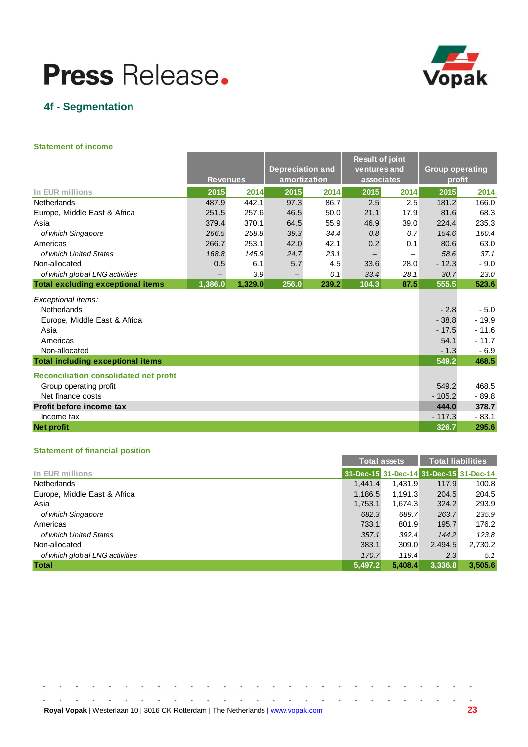# Press Release.

## 4f - Segmentation

### Statement of income

| In EUR millions | Revenues | | Depreciation and amortization | | Result of joint ventures and associates | | Group operating profit | |
|---|---|---|---|---|---|---|---|---|
| | 2015 | 2014 | 2015 | 2014 | 2015 | 2014 | 2015 | 2014 |
| Netherlands | 487.9 | 442.1 | 97.3 | 86.7 | 2.5 | 2.5 | 181.2 | 166.0 |
| Europe, Middle East & Africa | 251.5 | 257.6 | 46.5 | 50.0 | 21.1 | 17.9 | 81.6 | 68.3 |
| Asia | 379.4 | 370.1 | 64.5 | 55.9 | 46.9 | 39.0 | 224.4 | 235.3 |
| *of which Singapore* | *266.5* | *258.8* | *39.3* | *34.4* | *0.8* | *0.7* | *154.6* | *160.4* |
| Americas | 266.7 | 253.1 | 42.0 | 42.1 | 0.2 | 0.1 | 80.6 | 63.0 |
| *of which United States* | *168.8* | *145.9* | *24.7* | *23.1* | *–* | *–* | *58.6* | *37.1* |
| Non-allocated | 0.5 | 6.1 | 5.7 | 4.5 | 33.6 | 28.0 | - 12.3 | - 9.0 |
| *of which global LNG activities* | *–* | *3.9* | *–* | *0.1* | *33.4* | *28.1* | *30.7* | *23.0* |
| **Total excluding exceptional items** | **1,386.0** | **1,329.0** | **256.0** | **239.2** | **104.3** | **87.5** | **555.5** | **523.6** |
| *Exceptional items:* | | | | | | | | |
| Netherlands | | | | | | | - 2.8 | - 5.0 |
| Europe, Middle East & Africa | | | | | | | - 38.8 | - 19.9 |
| Asia | | | | | | | - 17.5 | - 11.6 |
| Americas | | | | | | | 54.1 | - 11.7 |
| Non-allocated | | | | | | | - 1.3 | - 6.9 |
| **Total including exceptional items** | | | | | | | **549.2** | **468.5** |
| **Reconciliation consolidated net profit** | | | | | | | | |
| Group operating profit | | | | | | | 549.2 | 468.5 |
| Net finance costs | | | | | | | - 105.2 | - 89.8 |
| **Profit before income tax** | | | | | | | **444.0** | **378.7** |
| Income tax | | | | | | | - 117.3 | - 83.1 |
| **Net profit** | | | | | | | **326.7** | **295.6** |

### Statement of financial position

| In EUR millions | Total assets | | Total liabilities | |
|---|---|---|---|---|
| | 31-Dec-15 | 31-Dec-14 | 31-Dec-15 | 31-Dec-14 |
| Netherlands | 1,441.4 | 1,431.9 | 117.9 | 100.8 |
| Europe, Middle East & Africa | 1,186.5 | 1,191.3 | 204.5 | 204.5 |
| Asia | 1,753.1 | 1,674.3 | 324.2 | 293.9 |
| *of which Singapore* | *682.3* | *689.7* | *263.7* | *235.9* |
| Americas | 733.1 | 801.9 | 195.7 | 176.2 |
| *of which United States* | *357.1* | *392.4* | *144.2* | *123.8* |
| Non-allocated | 383.1 | 309.0 | 2,494.5 | 2,730.2 |
| *of which global LNG activities* | *170.7* | *119.4* | *2.3* | *5.1* |
| **Total** | **5,497.2** | **5,408.4** | **3,336.8** | **3,505.6** |

**Royal Vopak** | Westerlaan 10 | 3016 CK Rotterdam | The Netherlands | www.vopak.com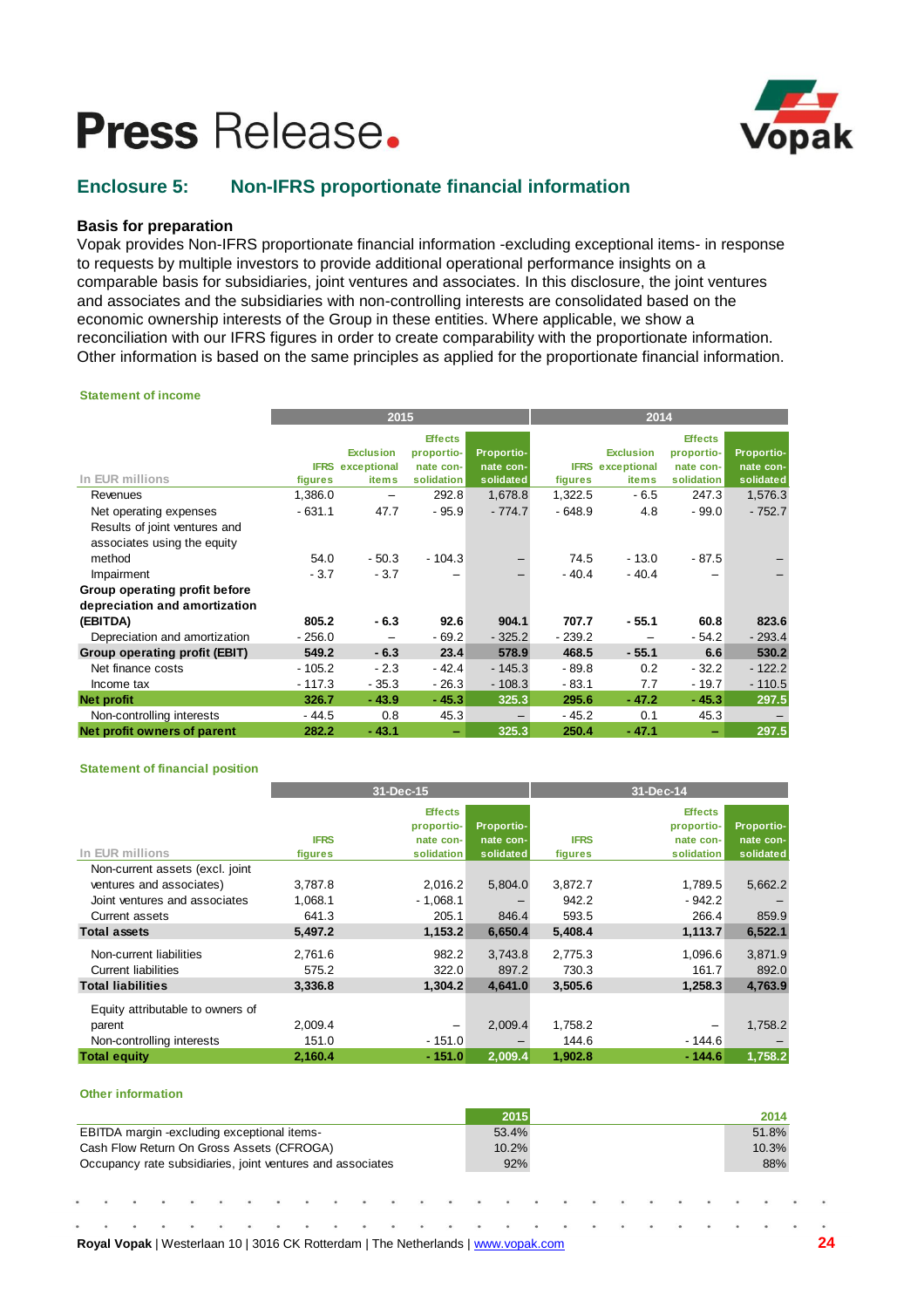# Press Release.

## Enclosure 5: Non-IFRS proportionate financial information

### Basis for preparation

Vopak provides Non-IFRS proportionate financial information -excluding exceptional items- in response to requests by multiple investors to provide additional operational performance insights on a comparable basis for subsidiaries, joint ventures and associates. In this disclosure, the joint ventures and associates and the subsidiaries with non-controlling interests are consolidated based on the economic ownership interests of the Group in these entities. Where applicable, we show a reconciliation with our IFRS figures in order to create comparability with the proportionate information. Other information is based on the same principles as applied for the proportionate financial information.

**Statement of income**

| In EUR millions | 2015 | | | | 2014 | | | |
|---|---|---|---|---|---|---|---|---|
| | IFRS figures | Exclusion exceptional items | Effects proportionate consolidation | Proportionate consolidated | IFRS figures | Exclusion exceptional items | Effects proportionate consolidation | Proportionate consolidated |
| Revenues | 1,386.0 | – | 292.8 | 1,678.8 | 1,322.5 | - 6.5 | 247.3 | 1,576.3 |
| Net operating expenses | - 631.1 | 47.7 | - 95.9 | - 774.7 | - 648.9 | 4.8 | - 99.0 | - 752.7 |
| Results of joint ventures and associates using the equity method | 54.0 | - 50.3 | - 104.3 | – | 74.5 | - 13.0 | - 87.5 | – |
| Impairment | - 3.7 | - 3.7 | – | – | - 40.4 | - 40.4 | – | – |
| **Group operating profit before depreciation and amortization (EBITDA)** | **805.2** | **- 6.3** | **92.6** | **904.1** | **707.7** | **- 55.1** | **60.8** | **823.6** |
| Depreciation and amortization | - 256.0 | – | - 69.2 | - 325.2 | - 239.2 | – | - 54.2 | - 293.4 |
| **Group operating profit (EBIT)** | **549.2** | **- 6.3** | **23.4** | **578.9** | **468.5** | **- 55.1** | **6.6** | **530.2** |
| Net finance costs | - 105.2 | - 2.3 | - 42.4 | - 145.3 | - 89.8 | 0.2 | - 32.2 | - 122.2 |
| Income tax | - 117.3 | - 35.3 | - 26.3 | - 108.3 | - 83.1 | 7.7 | - 19.7 | - 110.5 |
| **Net profit** | **326.7** | **- 43.9** | **- 45.3** | **325.3** | **295.6** | **- 47.2** | **- 45.3** | **297.5** |
| Non-controlling interests | - 44.5 | 0.8 | 45.3 | – | - 45.2 | 0.1 | 45.3 | – |
| **Net profit owners of parent** | **282.2** | **- 43.1** | **–** | **325.3** | **250.4** | **- 47.1** | **–** | **297.5** |

**Statement of financial position**

| In EUR millions | 31-Dec-15 | | | 31-Dec-14 | | |
|---|---|---|---|---|---|---|
| | IFRS figures | Effects proportionate consolidation | Proportionate consolidated | IFRS figures | Effects proportionate consolidation | Proportionate consolidated |
| Non-current assets (excl. joint ventures and associates) | 3,787.8 | 2,016.2 | 5,804.0 | 3,872.7 | 1,789.5 | 5,662.2 |
| Joint ventures and associates | 1,068.1 | - 1,068.1 | – | 942.2 | - 942.2 | – |
| Current assets | 641.3 | 205.1 | 846.4 | 593.5 | 266.4 | 859.9 |
| **Total assets** | **5,497.2** | **1,153.2** | **6,650.4** | **5,408.4** | **1,113.7** | **6,522.1** |
| Non-current liabilities | 2,761.6 | 982.2 | 3,743.8 | 2,775.3 | 1,096.6 | 3,871.9 |
| Current liabilities | 575.2 | 322.0 | 897.2 | 730.3 | 161.7 | 892.0 |
| **Total liabilities** | **3,336.8** | **1,304.2** | **4,641.0** | **3,505.6** | **1,258.3** | **4,763.9** |
| Equity attributable to owners of parent | 2,009.4 | – | 2,009.4 | 1,758.2 | – | 1,758.2 |
| Non-controlling interests | 151.0 | - 151.0 | – | 144.6 | - 144.6 | – |
| **Total equity** | **2,160.4** | **- 151.0** | **2,009.4** | **1,902.8** | **- 144.6** | **1,758.2** |

**Other information**

| | 2015 | 2014 |
|---|---|---|
| EBITDA margin -excluding exceptional items- | 53.4% | 51.8% |
| Cash Flow Return On Gross Assets (CFROGA) | 10.2% | 10.3% |
| Occupancy rate subsidiaries, joint ventures and associates | 92% | 88% |

**Royal Vopak** | Westerlaan 10 | 3016 CK Rotterdam | The Netherlands | www.vopak.com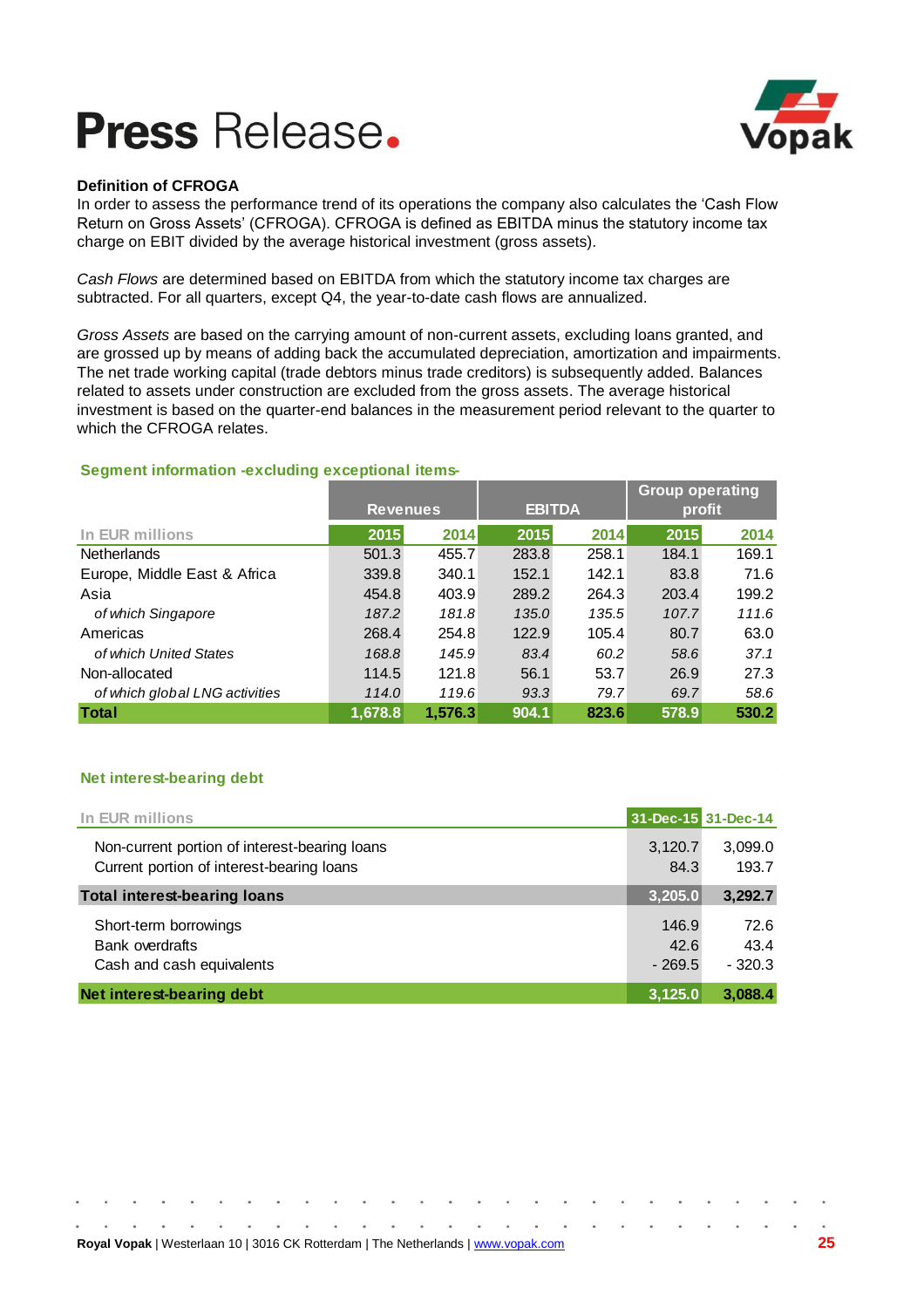### Definition of CFROGA

In order to assess the performance trend of its operations the company also calculates the 'Cash Flow Return on Gross Assets' (CFROGA). CFROGA is defined as EBITDA minus the statutory income tax charge on EBIT divided by the average historical investment (gross assets).

*Cash Flows* are determined based on EBITDA from which the statutory income tax charges are subtracted. For all quarters, except Q4, the year-to-date cash flows are annualized.

*Gross Assets* are based on the carrying amount of non-current assets, excluding loans granted, and are grossed up by means of adding back the accumulated depreciation, amortization and impairments. The net trade working capital (trade debtors minus trade creditors) is subsequently added. Balances related to assets under construction are excluded from the gross assets. The average historical investment is based on the quarter-end balances in the measurement period relevant to the quarter to which the CFROGA relates.

**Segment information -excluding exceptional items-**

| In EUR millions | Revenues | | EBITDA | | Group operating profit | |
|---|---|---|---|---|---|---|
| | 2015 | 2014 | 2015 | 2014 | 2015 | 2014 |
| Netherlands | 501.3 | 455.7 | 283.8 | 258.1 | 184.1 | 169.1 |
| Europe, Middle East & Africa | 339.8 | 340.1 | 152.1 | 142.1 | 83.8 | 71.6 |
| Asia | 454.8 | 403.9 | 289.2 | 264.3 | 203.4 | 199.2 |
| *of which Singapore* | *187.2* | *181.8* | *135.0* | *135.5* | *107.7* | *111.6* |
| Americas | 268.4 | 254.8 | 122.9 | 105.4 | 80.7 | 63.0 |
| *of which United States* | *168.8* | *145.9* | *83.4* | *60.2* | *58.6* | *37.1* |
| Non-allocated | 114.5 | 121.8 | 56.1 | 53.7 | 26.9 | 27.3 |
| *of which global LNG activities* | *114.0* | *119.6* | *93.3* | *79.7* | *69.7* | *58.6* |
| **Total** | **1,678.8** | **1,576.3** | **904.1** | **823.6** | **578.9** | **530.2** |

**Net interest-bearing debt**

| In EUR millions | 31-Dec-15 | 31-Dec-14 |
|---|---|---|
| Non-current portion of interest-bearing loans | 3,120.7 | 3,099.0 |
| Current portion of interest-bearing loans | 84.3 | 193.7 |
| **Total interest-bearing loans** | **3,205.0** | **3,292.7** |
| Short-term borrowings | 146.9 | 72.6 |
| Bank overdrafts | 42.6 | 43.4 |
| Cash and cash equivalents | - 269.5 | - 320.3 |
| **Net interest-bearing debt** | **3,125.0** | **3,088.4** |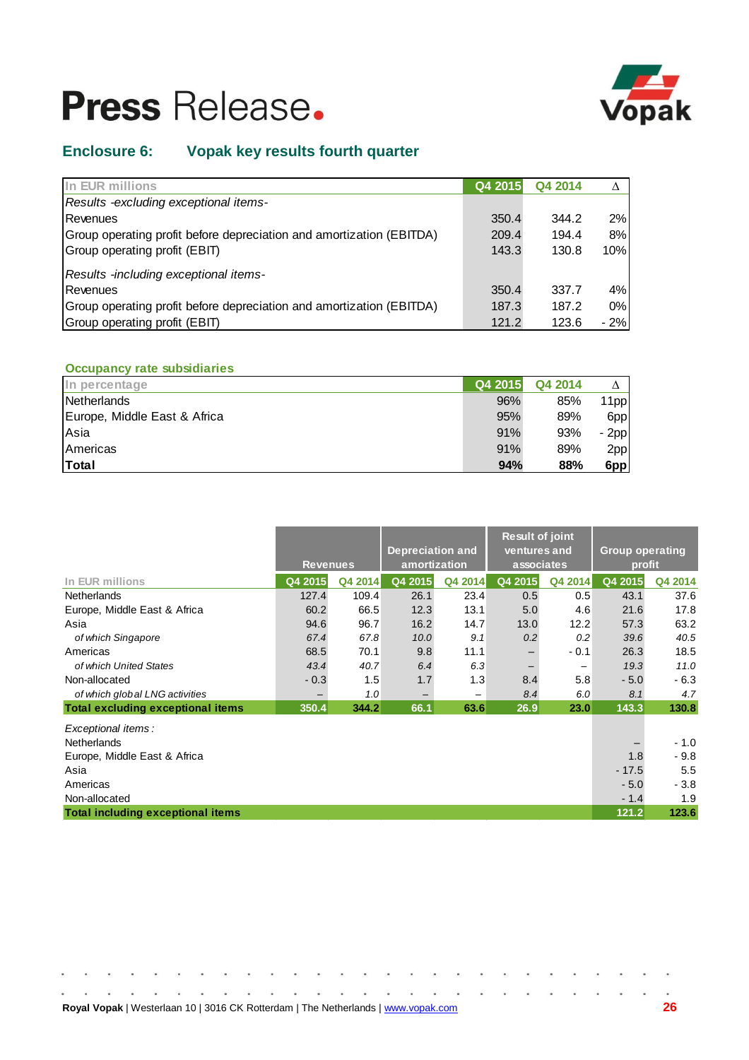# Press Release.

## Enclosure 6: Vopak key results fourth quarter

| In EUR millions | Q4 2015 | Q4 2014 | Δ |
|---|---|---|---|
| *Results -excluding exceptional items-* | | | |
| Revenues | 350.4 | 344.2 | 2% |
| Group operating profit before depreciation and amortization (EBITDA) | 209.4 | 194.4 | 8% |
| Group operating profit (EBIT) | 143.3 | 130.8 | 10% |
| *Results -including exceptional items-* | | | |
| Revenues | 350.4 | 337.7 | 4% |
| Group operating profit before depreciation and amortization (EBITDA) | 187.3 | 187.2 | 0% |
| Group operating profit (EBIT) | 121.2 | 123.6 | - 2% |

**Occupancy rate subsidiaries**

| In percentage | Q4 2015 | Q4 2014 | Δ |
|---|---|---|---|
| Netherlands | 96% | 85% | 11pp |
| Europe, Middle East & Africa | 95% | 89% | 6pp |
| Asia | 91% | 93% | - 2pp |
| Americas | 91% | 89% | 2pp |
| **Total** | **94%** | **88%** | **6pp** |

| | Revenues | | Depreciation and amortization | | Result of joint ventures and associates | | Group operating profit | |
|---|---|---|---|---|---|---|---|---|
| In EUR millions | Q4 2015 | Q4 2014 | Q4 2015 | Q4 2014 | Q4 2015 | Q4 2014 | Q4 2015 | Q4 2014 |
| Netherlands | 127.4 | 109.4 | 26.1 | 23.4 | 0.5 | 0.5 | 43.1 | 37.6 |
| Europe, Middle East & Africa | 60.2 | 66.5 | 12.3 | 13.1 | 5.0 | 4.6 | 21.6 | 17.8 |
| Asia | 94.6 | 96.7 | 16.2 | 14.7 | 13.0 | 12.2 | 57.3 | 63.2 |
| *of which Singapore* | *67.4* | *67.8* | *10.0* | *9.1* | *0.2* | *0.2* | *39.6* | *40.5* |
| Americas | 68.5 | 70.1 | 9.8 | 11.1 | – | - 0.1 | 26.3 | 18.5 |
| *of which United States* | *43.4* | *40.7* | *6.4* | *6.3* | – | – | *19.3* | *11.0* |
| Non-allocated | - 0.3 | 1.5 | 1.7 | 1.3 | 8.4 | 5.8 | - 5.0 | - 6.3 |
| *of which global LNG activities* | – | *1.0* | – | – | *8.4* | *6.0* | *8.1* | *4.7* |
| **Total excluding exceptional items** | **350.4** | **344.2** | **66.1** | **63.6** | **26.9** | **23.0** | **143.3** | **130.8** |
| *Exceptional items :* | | | | | | | | |
| Netherlands | | | | | | | – | - 1.0 |
| Europe, Middle East & Africa | | | | | | | 1.8 | - 9.8 |
| Asia | | | | | | | - 17.5 | 5.5 |
| Americas | | | | | | | - 5.0 | - 3.8 |
| Non-allocated | | | | | | | - 1.4 | 1.9 |
| **Total including exceptional items** | | | | | | | **121.2** | **123.6** |

**Royal Vopak** | Westerlaan 10 | 3016 CK Rotterdam | The Netherlands | www.vopak.com